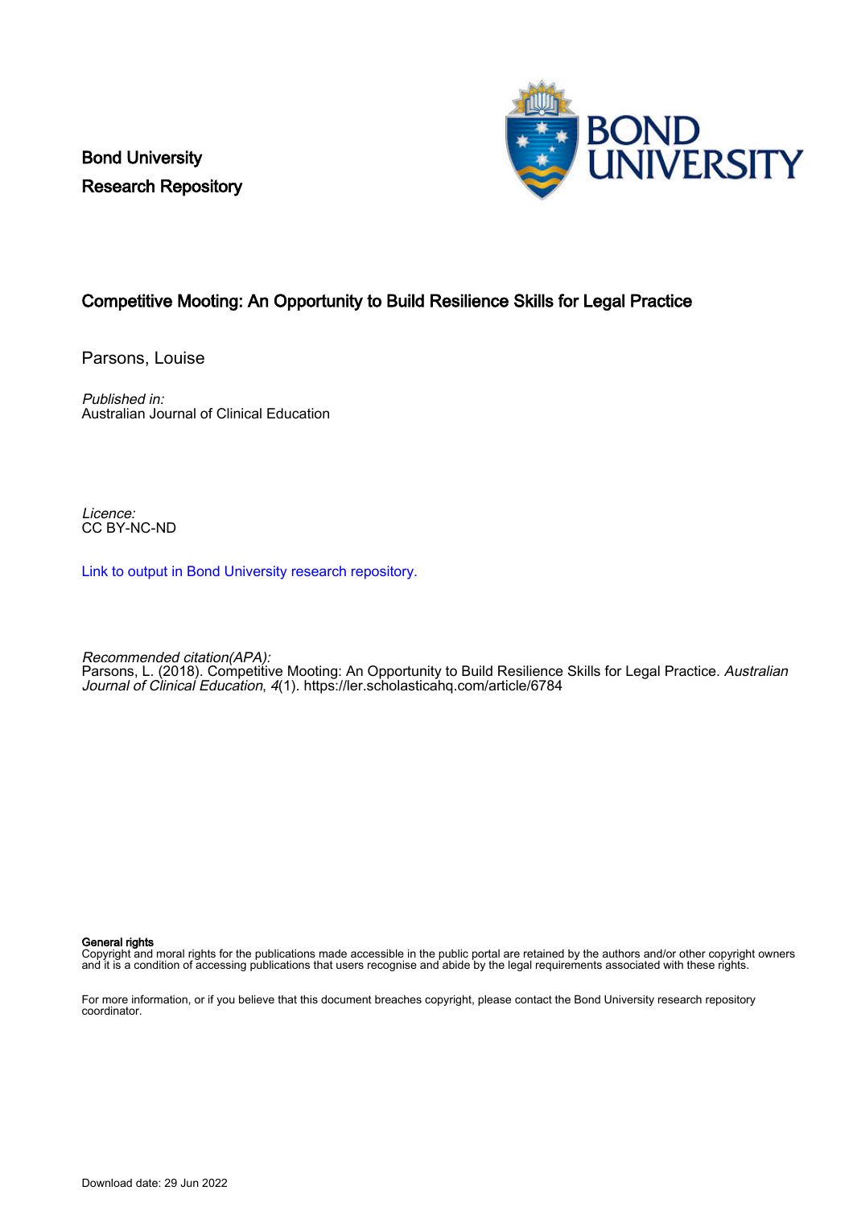Bond University
Research Repository

# Competitive Mooting: An Opportunity to Build Resilience Skills for Legal Practice

Parsons, Louise

*Published in:*
Australian Journal of Clinical Education

*Licence:*
CC BY-NC-ND

[Link to output in Bond University research repository.](#)

*Recommended citation(APA):*
Parsons, L. (2018). Competitive Mooting: An Opportunity to Build Resilience Skills for Legal Practice. *Australian Journal of Clinical Education*, *4*(1). https://ler.scholasticahq.com/article/6784

**General rights**
Copyright and moral rights for the publications made accessible in the public portal are retained by the authors and/or other copyright owners and it is a condition of accessing publications that users recognise and abide by the legal requirements associated with these rights.

For more information, or if you believe that this document breaches copyright, please contact the Bond University research repository coordinator.

Download date: 29 Jun 2022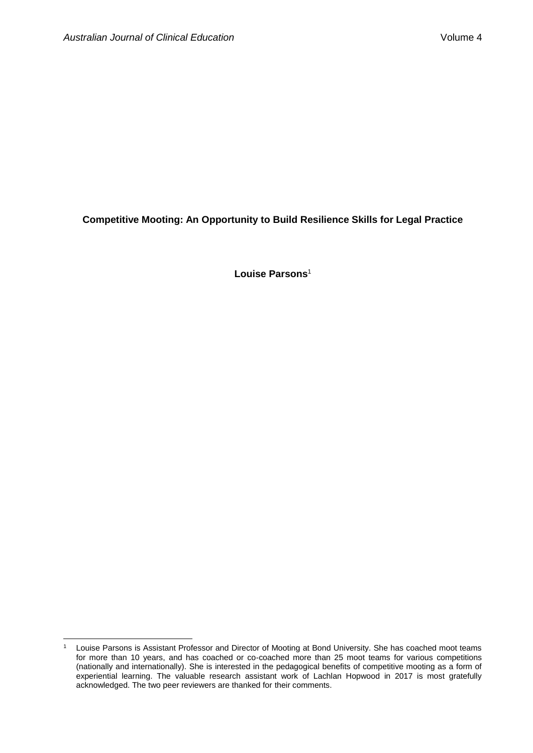**Competitive Mooting: An Opportunity to Build Resilience Skills for Legal Practice**

**Louise Parsons**[1]

[1] Louise Parsons is Assistant Professor and Director of Mooting at Bond University. She has coached moot teams for more than 10 years, and has coached or co-coached more than 25 moot teams for various competitions (nationally and internationally). She is interested in the pedagogical benefits of competitive mooting as a form of experiential learning. The valuable research assistant work of Lachlan Hopwood in 2017 is most gratefully acknowledged. The two peer reviewers are thanked for their comments.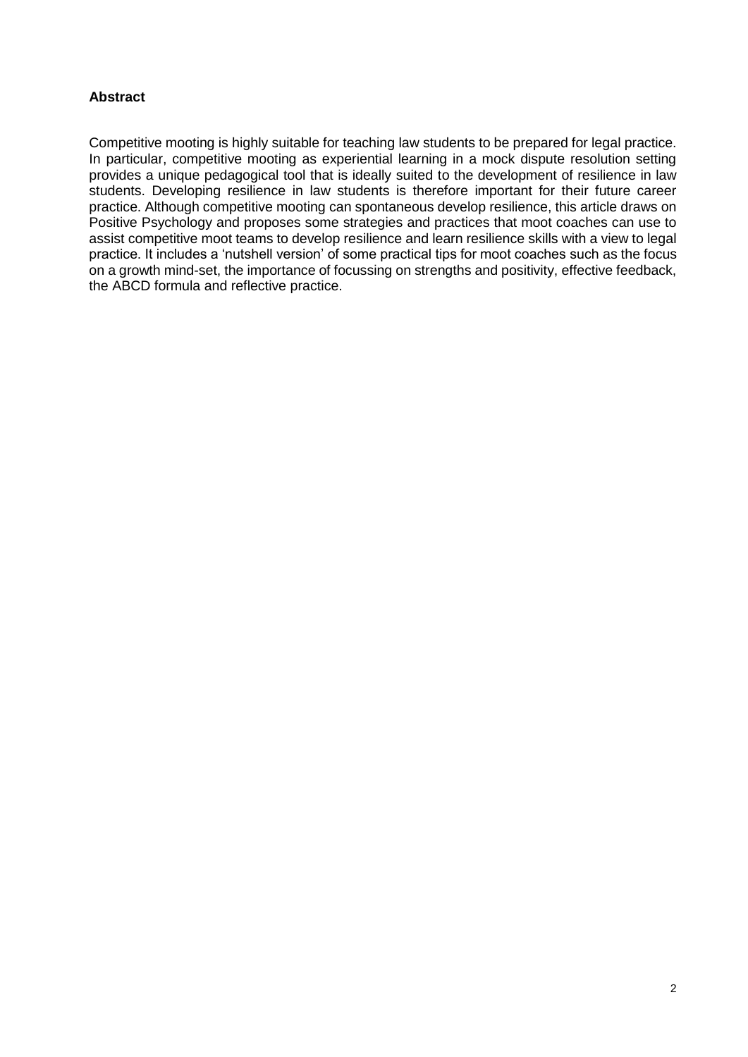**Abstract**

Competitive mooting is highly suitable for teaching law students to be prepared for legal practice. In particular, competitive mooting as experiential learning in a mock dispute resolution setting provides a unique pedagogical tool that is ideally suited to the development of resilience in law students. Developing resilience in law students is therefore important for their future career practice. Although competitive mooting can spontaneous develop resilience, this article draws on Positive Psychology and proposes some strategies and practices that moot coaches can use to assist competitive moot teams to develop resilience and learn resilience skills with a view to legal practice. It includes a 'nutshell version' of some practical tips for moot coaches such as the focus on a growth mind-set, the importance of focussing on strengths and positivity, effective feedback, the ABCD formula and reflective practice.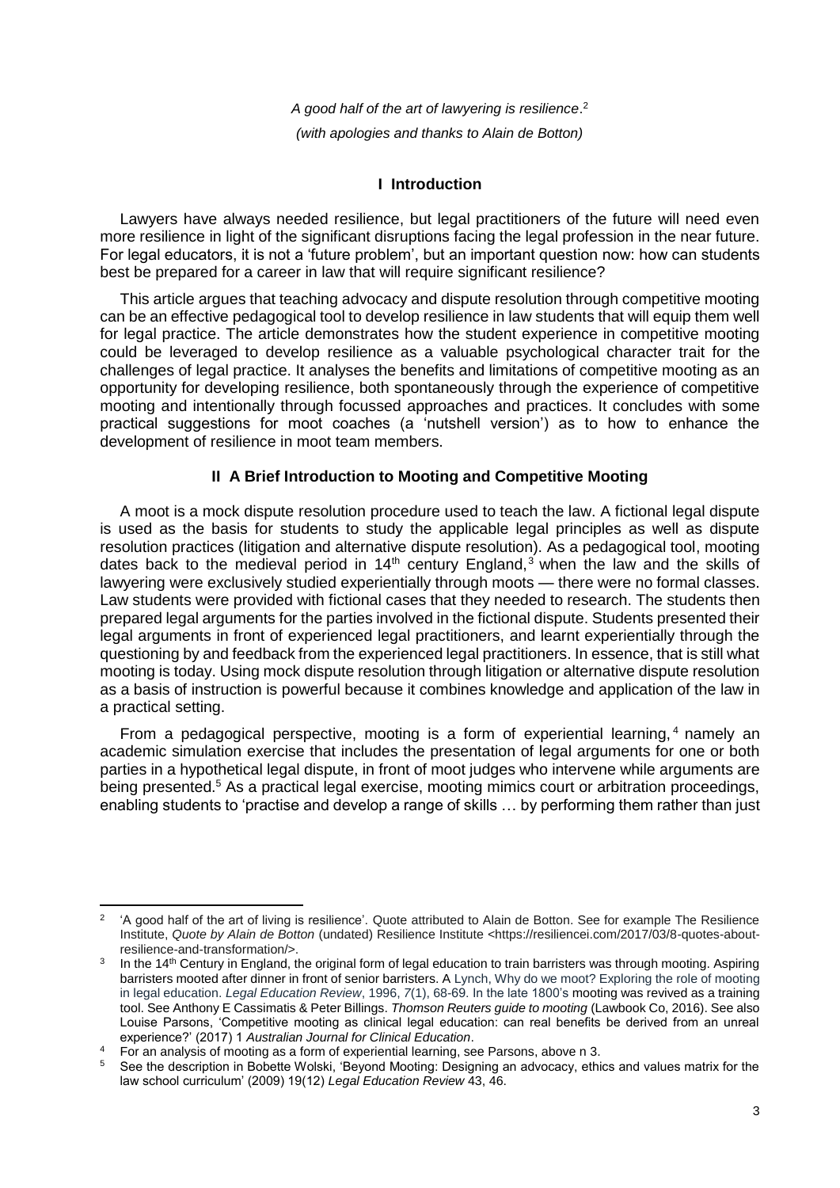*A good half of the art of lawyering is resilience*.[2]

*(with apologies and thanks to Alain de Botton)*

## I Introduction

Lawyers have always needed resilience, but legal practitioners of the future will need even more resilience in light of the significant disruptions facing the legal profession in the near future. For legal educators, it is not a 'future problem', but an important question now: how can students best be prepared for a career in law that will require significant resilience?

This article argues that teaching advocacy and dispute resolution through competitive mooting can be an effective pedagogical tool to develop resilience in law students that will equip them well for legal practice. The article demonstrates how the student experience in competitive mooting could be leveraged to develop resilience as a valuable psychological character trait for the challenges of legal practice. It analyses the benefits and limitations of competitive mooting as an opportunity for developing resilience, both spontaneously through the experience of competitive mooting and intentionally through focussed approaches and practices. It concludes with some practical suggestions for moot coaches (a 'nutshell version') as to how to enhance the development of resilience in moot team members.

## II A Brief Introduction to Mooting and Competitive Mooting

A moot is a mock dispute resolution procedure used to teach the law. A fictional legal dispute is used as the basis for students to study the applicable legal principles as well as dispute resolution practices (litigation and alternative dispute resolution). As a pedagogical tool, mooting dates back to the medieval period in 14th century England,[3] when the law and the skills of lawyering were exclusively studied experientially through moots — there were no formal classes. Law students were provided with fictional cases that they needed to research. The students then prepared legal arguments for the parties involved in the fictional dispute. Students presented their legal arguments in front of experienced legal practitioners, and learnt experientially through the questioning by and feedback from the experienced legal practitioners. In essence, that is still what mooting is today. Using mock dispute resolution through litigation or alternative dispute resolution as a basis of instruction is powerful because it combines knowledge and application of the law in a practical setting.

From a pedagogical perspective, mooting is a form of experiential learning,[4] namely an academic simulation exercise that includes the presentation of legal arguments for one or both parties in a hypothetical legal dispute, in front of moot judges who intervene while arguments are being presented.[5] As a practical legal exercise, mooting mimics court or arbitration proceedings, enabling students to 'practise and develop a range of skills … by performing them rather than just

---

[2] 'A good half of the art of living is resilience'. Quote attributed to Alain de Botton. See for example The Resilience Institute, *Quote by Alain de Botton* (undated) Resilience Institute <https://resiliencei.com/2017/03/8-quotes-about-resilience-and-transformation/>.

[3] In the 14th Century in England, the original form of legal education to train barristers was through mooting. Aspiring barristers mooted after dinner in front of senior barristers. A Lynch, Why do we moot? Exploring the role of mooting in legal education. *Legal Education Review*, 1996, *7*(1), 68-69. In the late 1800's mooting was revived as a training tool. See Anthony E Cassimatis & Peter Billings. *Thomson Reuters guide to mooting* (Lawbook Co, 2016). See also Louise Parsons, 'Competitive mooting as clinical legal education: can real benefits be derived from an unreal experience?' (2017) 1 *Australian Journal for Clinical Education*.

[4] For an analysis of mooting as a form of experiential learning, see Parsons, above n 3.

[5] See the description in Bobette Wolski, 'Beyond Mooting: Designing an advocacy, ethics and values matrix for the law school curriculum' (2009) 19(12) *Legal Education Review* 43, 46.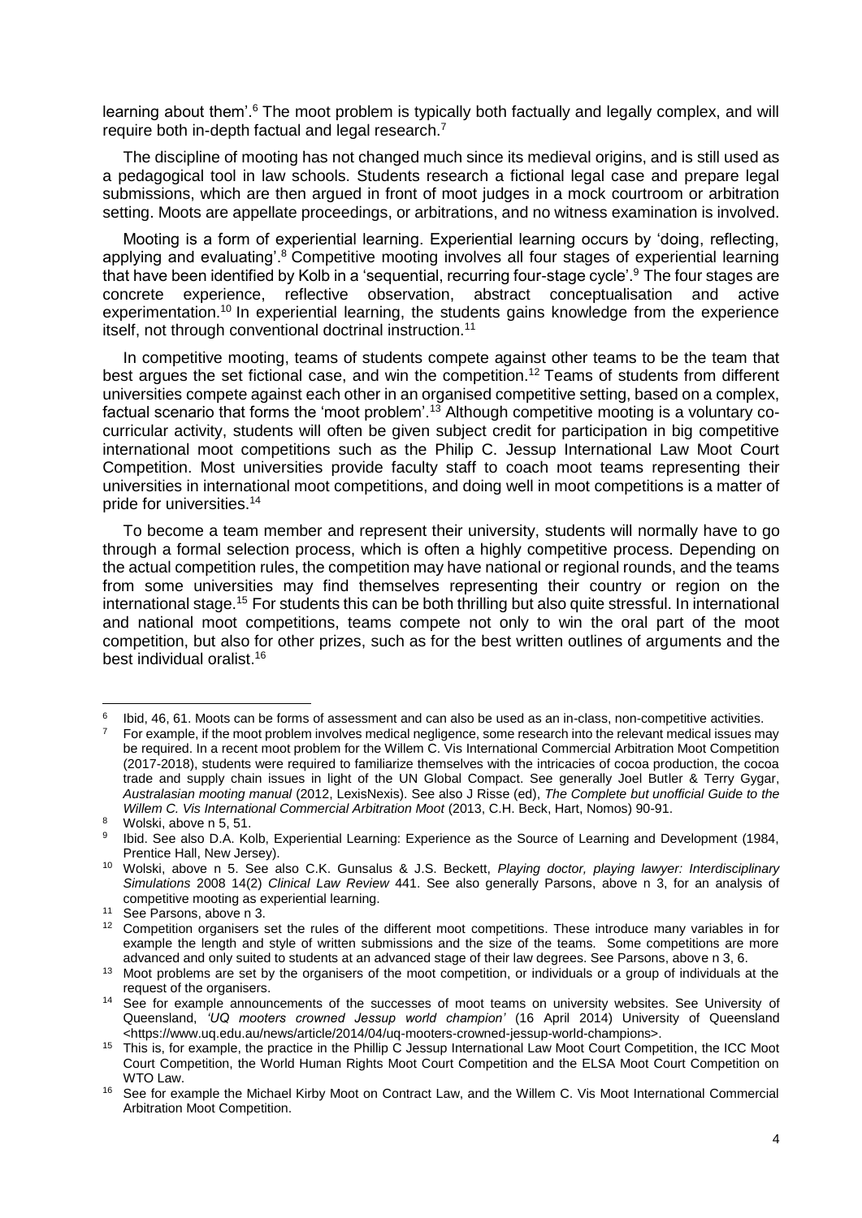learning about them'.[6] The moot problem is typically both factually and legally complex, and will require both in-depth factual and legal research.[7]

The discipline of mooting has not changed much since its medieval origins, and is still used as a pedagogical tool in law schools. Students research a fictional legal case and prepare legal submissions, which are then argued in front of moot judges in a mock courtroom or arbitration setting. Moots are appellate proceedings, or arbitrations, and no witness examination is involved.

Mooting is a form of experiential learning. Experiential learning occurs by 'doing, reflecting, applying and evaluating'.[8] Competitive mooting involves all four stages of experiential learning that have been identified by Kolb in a 'sequential, recurring four-stage cycle'.[9] The four stages are concrete experience, reflective observation, abstract conceptualisation and active experimentation.[10] In experiential learning, the students gains knowledge from the experience itself, not through conventional doctrinal instruction.[11]

In competitive mooting, teams of students compete against other teams to be the team that best argues the set fictional case, and win the competition.[12] Teams of students from different universities compete against each other in an organised competitive setting, based on a complex, factual scenario that forms the 'moot problem'.[13] Although competitive mooting is a voluntary co-curricular activity, students will often be given subject credit for participation in big competitive international moot competitions such as the Philip C. Jessup International Law Moot Court Competition. Most universities provide faculty staff to coach moot teams representing their universities in international moot competitions, and doing well in moot competitions is a matter of pride for universities.[14]

To become a team member and represent their university, students will normally have to go through a formal selection process, which is often a highly competitive process. Depending on the actual competition rules, the competition may have national or regional rounds, and the teams from some universities may find themselves representing their country or region on the international stage.[15] For students this can be both thrilling but also quite stressful. In international and national moot competitions, teams compete not only to win the oral part of the moot competition, but also for other prizes, such as for the best written outlines of arguments and the best individual oralist.[16]

---

[6] Ibid, 46, 61. Moots can be forms of assessment and can also be used as an in-class, non-competitive activities.

[7] For example, if the moot problem involves medical negligence, some research into the relevant medical issues may be required. In a recent moot problem for the Willem C. Vis International Commercial Arbitration Moot Competition (2017-2018), students were required to familiarize themselves with the intricacies of cocoa production, the cocoa trade and supply chain issues in light of the UN Global Compact. See generally Joel Butler & Terry Gygar, *Australasian mooting manual* (2012, LexisNexis). See also J Risse (ed), *The Complete but unofficial Guide to the Willem C. Vis International Commercial Arbitration Moot* (2013, C.H. Beck, Hart, Nomos) 90-91.

[8] Wolski, above n 5, 51.

[9] Ibid. See also D.A. Kolb, Experiential Learning: Experience as the Source of Learning and Development (1984, Prentice Hall, New Jersey).

[10] Wolski, above n 5. See also C.K. Gunsalus & J.S. Beckett, *Playing doctor, playing lawyer: Interdisciplinary Simulations* 2008 14(2) *Clinical Law Review* 441. See also generally Parsons, above n 3, for an analysis of competitive mooting as experiential learning.

[11] See Parsons, above n 3.

[12] Competition organisers set the rules of the different moot competitions. These introduce many variables in for example the length and style of written submissions and the size of the teams. Some competitions are more advanced and only suited to students at an advanced stage of their law degrees. See Parsons, above n 3, 6.

[13] Moot problems are set by the organisers of the moot competition, or individuals or a group of individuals at the request of the organisers.

[14] See for example announcements of the successes of moot teams on university websites. See University of Queensland, *'UQ mooters crowned Jessup world champion'* (16 April 2014) University of Queensland <https://www.uq.edu.au/news/article/2014/04/uq-mooters-crowned-jessup-world-champions>.

[15] This is, for example, the practice in the Phillip C Jessup International Law Moot Court Competition, the ICC Moot Court Competition, the World Human Rights Moot Court Competition and the ELSA Moot Court Competition on WTO Law.

[16] See for example the Michael Kirby Moot on Contract Law, and the Willem C. Vis Moot International Commercial Arbitration Moot Competition.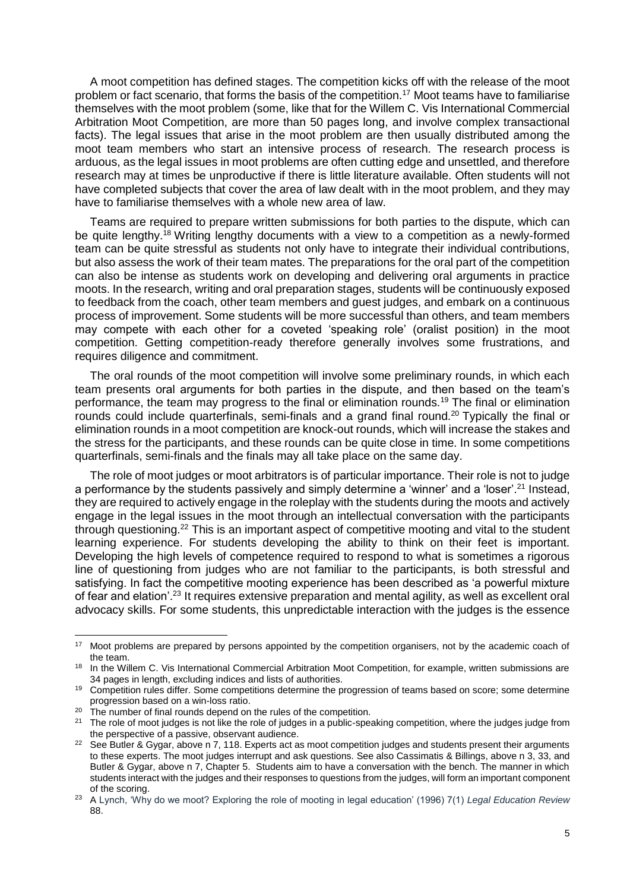A moot competition has defined stages. The competition kicks off with the release of the moot problem or fact scenario, that forms the basis of the competition.[17] Moot teams have to familiarise themselves with the moot problem (some, like that for the Willem C. Vis International Commercial Arbitration Moot Competition, are more than 50 pages long, and involve complex transactional facts). The legal issues that arise in the moot problem are then usually distributed among the moot team members who start an intensive process of research. The research process is arduous, as the legal issues in moot problems are often cutting edge and unsettled, and therefore research may at times be unproductive if there is little literature available. Often students will not have completed subjects that cover the area of law dealt with in the moot problem, and they may have to familiarise themselves with a whole new area of law.

Teams are required to prepare written submissions for both parties to the dispute, which can be quite lengthy.[18] Writing lengthy documents with a view to a competition as a newly-formed team can be quite stressful as students not only have to integrate their individual contributions, but also assess the work of their team mates. The preparations for the oral part of the competition can also be intense as students work on developing and delivering oral arguments in practice moots. In the research, writing and oral preparation stages, students will be continuously exposed to feedback from the coach, other team members and guest judges, and embark on a continuous process of improvement. Some students will be more successful than others, and team members may compete with each other for a coveted 'speaking role' (oralist position) in the moot competition. Getting competition-ready therefore generally involves some frustrations, and requires diligence and commitment.

The oral rounds of the moot competition will involve some preliminary rounds, in which each team presents oral arguments for both parties in the dispute, and then based on the team's performance, the team may progress to the final or elimination rounds.[19] The final or elimination rounds could include quarterfinals, semi-finals and a grand final round.[20] Typically the final or elimination rounds in a moot competition are knock-out rounds, which will increase the stakes and the stress for the participants, and these rounds can be quite close in time. In some competitions quarterfinals, semi-finals and the finals may all take place on the same day.

The role of moot judges or moot arbitrators is of particular importance. Their role is not to judge a performance by the students passively and simply determine a 'winner' and a 'loser'.[21] Instead, they are required to actively engage in the roleplay with the students during the moots and actively engage in the legal issues in the moot through an intellectual conversation with the participants through questioning.[22] This is an important aspect of competitive mooting and vital to the student learning experience. For students developing the ability to think on their feet is important. Developing the high levels of competence required to respond to what is sometimes a rigorous line of questioning from judges who are not familiar to the participants, is both stressful and satisfying. In fact the competitive mooting experience has been described as 'a powerful mixture of fear and elation'.[23] It requires extensive preparation and mental agility, as well as excellent oral advocacy skills. For some students, this unpredictable interaction with the judges is the essence

---

[17] Moot problems are prepared by persons appointed by the competition organisers, not by the academic coach of the team.

[18] In the Willem C. Vis International Commercial Arbitration Moot Competition, for example, written submissions are 34 pages in length, excluding indices and lists of authorities.

[19] Competition rules differ. Some competitions determine the progression of teams based on score; some determine progression based on a win-loss ratio.

[20] The number of final rounds depend on the rules of the competition.

[21] The role of moot judges is not like the role of judges in a public-speaking competition, where the judges judge from the perspective of a passive, observant audience.

[22] See Butler & Gygar, above n 7, 118. Experts act as moot competition judges and students present their arguments to these experts. The moot judges interrupt and ask questions. See also Cassimatis & Billings, above n 3, 33, and Butler & Gygar, above n 7, Chapter 5. Students aim to have a conversation with the bench. The manner in which students interact with the judges and their responses to questions from the judges, will form an important component of the scoring.

[23] A Lynch, 'Why do we moot? Exploring the role of mooting in legal education' (1996) 7(1) *Legal Education Review* 88.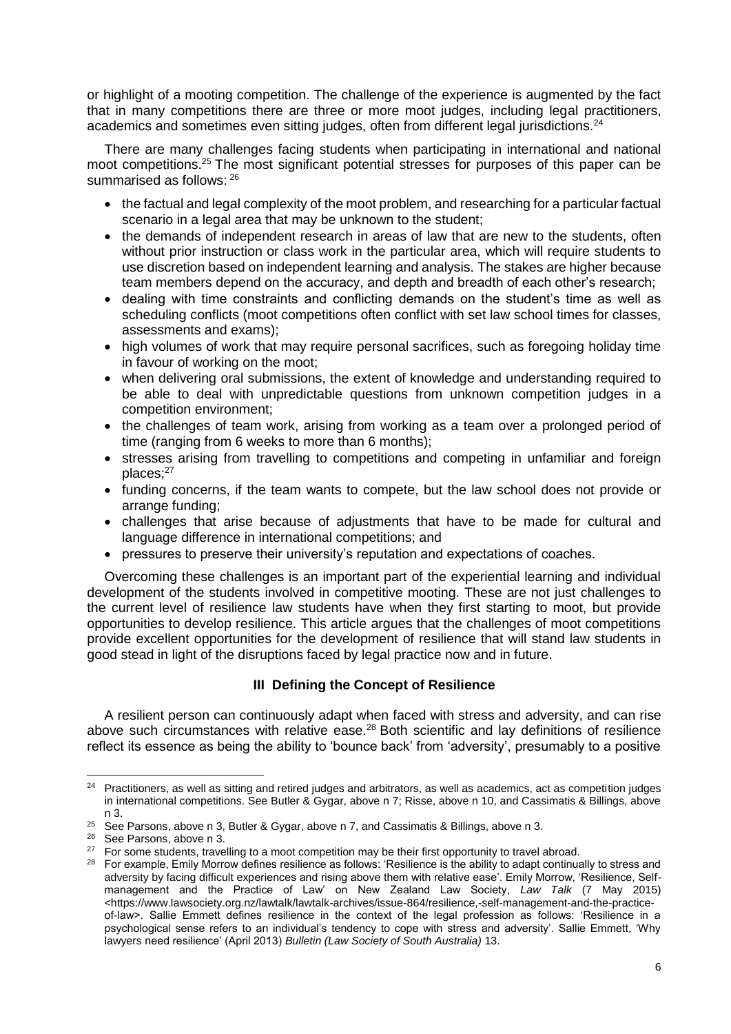or highlight of a mooting competition. The challenge of the experience is augmented by the fact that in many competitions there are three or more moot judges, including legal practitioners, academics and sometimes even sitting judges, often from different legal jurisdictions.[24]

There are many challenges facing students when participating in international and national moot competitions.[25] The most significant potential stresses for purposes of this paper can be summarised as follows: [26]

- the factual and legal complexity of the moot problem, and researching for a particular factual scenario in a legal area that may be unknown to the student;
- the demands of independent research in areas of law that are new to the students, often without prior instruction or class work in the particular area, which will require students to use discretion based on independent learning and analysis. The stakes are higher because team members depend on the accuracy, and depth and breadth of each other's research;
- dealing with time constraints and conflicting demands on the student's time as well as scheduling conflicts (moot competitions often conflict with set law school times for classes, assessments and exams);
- high volumes of work that may require personal sacrifices, such as foregoing holiday time in favour of working on the moot;
- when delivering oral submissions, the extent of knowledge and understanding required to be able to deal with unpredictable questions from unknown competition judges in a competition environment;
- the challenges of team work, arising from working as a team over a prolonged period of time (ranging from 6 weeks to more than 6 months);
- stresses arising from travelling to competitions and competing in unfamiliar and foreign places;[27]
- funding concerns, if the team wants to compete, but the law school does not provide or arrange funding;
- challenges that arise because of adjustments that have to be made for cultural and language difference in international competitions; and
- pressures to preserve their university's reputation and expectations of coaches.

Overcoming these challenges is an important part of the experiential learning and individual development of the students involved in competitive mooting. These are not just challenges to the current level of resilience law students have when they first starting to moot, but provide opportunities to develop resilience. This article argues that the challenges of moot competitions provide excellent opportunities for the development of resilience that will stand law students in good stead in light of the disruptions faced by legal practice now and in future.

## III Defining the Concept of Resilience

A resilient person can continuously adapt when faced with stress and adversity, and can rise above such circumstances with relative ease.[28] Both scientific and lay definitions of resilience reflect its essence as being the ability to 'bounce back' from 'adversity', presumably to a positive

---

[24] Practitioners, as well as sitting and retired judges and arbitrators, as well as academics, act as competition judges in international competitions. See Butler & Gygar, above n 7; Risse, above n 10, and Cassimatis & Billings, above n 3.

[25] See Parsons, above n 3, Butler & Gygar, above n 7, and Cassimatis & Billings, above n 3.

[26] See Parsons, above n 3.

[27] For some students, travelling to a moot competition may be their first opportunity to travel abroad.

[28] For example, Emily Morrow defines resilience as follows: 'Resilience is the ability to adapt continually to stress and adversity by facing difficult experiences and rising above them with relative ease'. Emily Morrow, 'Resilience, Self-management and the Practice of Law' on New Zealand Law Society, *Law Talk* (7 May 2015) <https://www.lawsociety.org.nz/lawtalk/lawtalk-archives/issue-864/resilience,-self-management-and-the-practice-of-law>. Sallie Emmett defines resilience in the context of the legal profession as follows: 'Resilience in a psychological sense refers to an individual's tendency to cope with stress and adversity'. Sallie Emmett, 'Why lawyers need resilience' (April 2013) *Bulletin (Law Society of South Australia)* 13.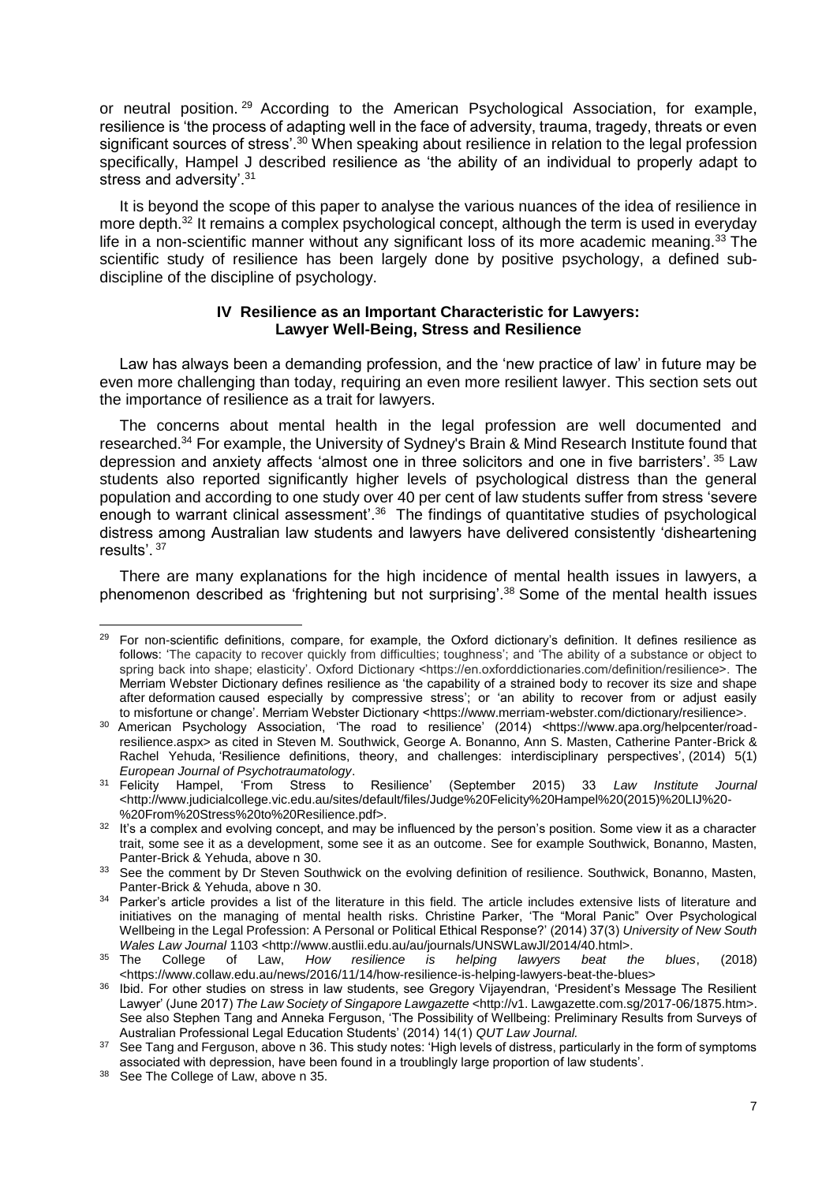or neutral position.[29] According to the American Psychological Association, for example, resilience is 'the process of adapting well in the face of adversity, trauma, tragedy, threats or even significant sources of stress'.[30] When speaking about resilience in relation to the legal profession specifically, Hampel J described resilience as 'the ability of an individual to properly adapt to stress and adversity'.[31]

It is beyond the scope of this paper to analyse the various nuances of the idea of resilience in more depth.[32] It remains a complex psychological concept, although the term is used in everyday life in a non-scientific manner without any significant loss of its more academic meaning.[33] The scientific study of resilience has been largely done by positive psychology, a defined sub-discipline of the discipline of psychology.

## IV Resilience as an Important Characteristic for Lawyers: Lawyer Well-Being, Stress and Resilience

Law has always been a demanding profession, and the 'new practice of law' in future may be even more challenging than today, requiring an even more resilient lawyer. This section sets out the importance of resilience as a trait for lawyers.

The concerns about mental health in the legal profession are well documented and researched.[34] For example, the University of Sydney's Brain & Mind Research Institute found that depression and anxiety affects 'almost one in three solicitors and one in five barristers'.[35] Law students also reported significantly higher levels of psychological distress than the general population and according to one study over 40 per cent of law students suffer from stress 'severe enough to warrant clinical assessment'.[36] The findings of quantitative studies of psychological distress among Australian law students and lawyers have delivered consistently 'disheartening results'.[37]

There are many explanations for the high incidence of mental health issues in lawyers, a phenomenon described as 'frightening but not surprising'.[38] Some of the mental health issues

---

[29] For non-scientific definitions, compare, for example, the Oxford dictionary's definition. It defines resilience as follows: 'The capacity to recover quickly from difficulties; toughness'; and 'The ability of a substance or object to spring back into shape; elasticity'. Oxford Dictionary <https://en.oxforddictionaries.com/definition/resilience>. The Merriam Webster Dictionary defines resilience as 'the capability of a strained body to recover its size and shape after deformation caused especially by compressive stress'; or 'an ability to recover from or adjust easily to misfortune or change'. Merriam Webster Dictionary <https://www.merriam-webster.com/dictionary/resilience>.

[30] American Psychology Association, 'The road to resilience' (2014) <https://www.apa.org/helpcenter/road-resilience.aspx> as cited in Steven M. Southwick, George A. Bonanno, Ann S. Masten, Catherine Panter-Brick & Rachel Yehuda, 'Resilience definitions, theory, and challenges: interdisciplinary perspectives', (2014) 5(1) *European Journal of Psychotraumatology*.

[31] Felicity Hampel, 'From Stress to Resilience' (September 2015) 33 *Law Institute Journal* <http://www.judicialcollege.vic.edu.au/sites/default/files/Judge%20Felicity%20Hampel%20(2015)%20LIJ%20-%20From%20Stress%20to%20Resilience.pdf>.

[32] It's a complex and evolving concept, and may be influenced by the person's position. Some view it as a character trait, some see it as a development, some see it as an outcome. See for example Southwick, Bonanno, Masten, Panter-Brick & Yehuda, above n 30.

[33] See the comment by Dr Steven Southwick on the evolving definition of resilience. Southwick, Bonanno, Masten, Panter-Brick & Yehuda, above n 30.

[34] Parker's article provides a list of the literature in this field. The article includes extensive lists of literature and initiatives on the managing of mental health risks. Christine Parker, 'The "Moral Panic" Over Psychological Wellbeing in the Legal Profession: A Personal or Political Ethical Response?' (2014) 37(3) *University of New South Wales Law Journal* 1103 <http://www.austlii.edu.au/au/journals/UNSWLawJl/2014/40.html>.

[35] The College of Law, *How resilience is helping lawyers beat the blues*, (2018) <https://www.collaw.edu.au/news/2016/11/14/how-resilience-is-helping-lawyers-beat-the-blues>

[36] Ibid. For other studies on stress in law students, see Gregory Vijayendran, 'President's Message The Resilient Lawyer' (June 2017) *The Law Society of Singapore Lawgazette* <http://v1. Lawgazette.com.sg/2017-06/1875.htm>. See also Stephen Tang and Anneka Ferguson, 'The Possibility of Wellbeing: Preliminary Results from Surveys of Australian Professional Legal Education Students' (2014) 14(1) *QUT Law Journal.*

[37] See Tang and Ferguson, above n 36. This study notes: 'High levels of distress, particularly in the form of symptoms associated with depression, have been found in a troublingly large proportion of law students'.

[38] See The College of Law, above n 35.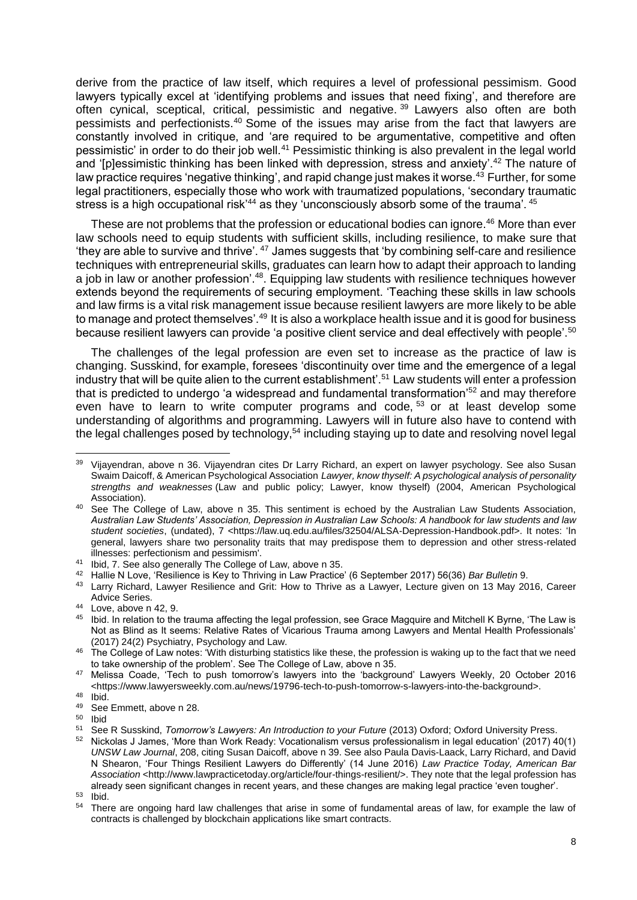derive from the practice of law itself, which requires a level of professional pessimism. Good lawyers typically excel at 'identifying problems and issues that need fixing', and therefore are often cynical, sceptical, critical, pessimistic and negative.[39] Lawyers also often are both pessimists and perfectionists.[40] Some of the issues may arise from the fact that lawyers are constantly involved in critique, and 'are required to be argumentative, competitive and often pessimistic' in order to do their job well.[41] Pessimistic thinking is also prevalent in the legal world and '[p]essimistic thinking has been linked with depression, stress and anxiety'.[42] The nature of law practice requires 'negative thinking', and rapid change just makes it worse.[43] Further, for some legal practitioners, especially those who work with traumatized populations, 'secondary traumatic stress is a high occupational risk'[44] as they 'unconsciously absorb some of the trauma'.[45]

These are not problems that the profession or educational bodies can ignore.[46] More than ever law schools need to equip students with sufficient skills, including resilience, to make sure that 'they are able to survive and thrive'.[47] James suggests that 'by combining self-care and resilience techniques with entrepreneurial skills, graduates can learn how to adapt their approach to landing a job in law or another profession'.[48]. Equipping law students with resilience techniques however extends beyond the requirements of securing employment. 'Teaching these skills in law schools and law firms is a vital risk management issue because resilient lawyers are more likely to be able to manage and protect themselves'.[49] It is also a workplace health issue and it is good for business because resilient lawyers can provide 'a positive client service and deal effectively with people'.[50]

The challenges of the legal profession are even set to increase as the practice of law is changing. Susskind, for example, foresees 'discontinuity over time and the emergence of a legal industry that will be quite alien to the current establishment'.[51] Law students will enter a profession that is predicted to undergo 'a widespread and fundamental transformation'[52] and may therefore even have to learn to write computer programs and code,[53] or at least develop some understanding of algorithms and programming. Lawyers will in future also have to contend with the legal challenges posed by technology,[54] including staying up to date and resolving novel legal

---

[39] Vijayendran, above n 36. Vijayendran cites Dr Larry Richard, an expert on lawyer psychology. See also Susan Swaim Daicoff, & American Psychological Association *Lawyer, know thyself: A psychological analysis of personality strengths and weaknesses* (Law and public policy; Lawyer, know thyself) (2004, American Psychological Association).

[40] See The College of Law, above n 35. This sentiment is echoed by the Australian Law Students Association, *Australian Law Students' Association, Depression in Australian Law Schools: A handbook for law students and law student societies*, (undated), 7 <https://law.uq.edu.au/files/32504/ALSA-Depression-Handbook.pdf>. It notes: 'In general, lawyers share two personality traits that may predispose them to depression and other stress-related illnesses: perfectionism and pessimism'.

[41] Ibid, 7. See also generally The College of Law, above n 35.

[42] Hallie N Love, 'Resilience is Key to Thriving in Law Practice' (6 September 2017) 56(36) *Bar Bulletin* 9.

[43] Larry Richard, Lawyer Resilience and Grit: How to Thrive as a Lawyer, Lecture given on 13 May 2016, Career Advice Series.

[44] Love, above n 42, 9.

[45] Ibid. In relation to the trauma affecting the legal profession, see Grace Magquire and Mitchell K Byrne, 'The Law is Not as Blind as It seems: Relative Rates of Vicarious Trauma among Lawyers and Mental Health Professionals' (2017) 24(2) Psychiatry, Psychology and Law.

[46] The College of Law notes: 'With disturbing statistics like these, the profession is waking up to the fact that we need to take ownership of the problem'. See The College of Law, above n 35.

[47] Melissa Coade, 'Tech to push tomorrow's lawyers into the 'background' Lawyers Weekly, 20 October 2016 <https://www.lawyersweekly.com.au/news/19796-tech-to-push-tomorrow-s-lawyers-into-the-background>.

[48] Ibid.

[49] See Emmett, above n 28.

[50] Ibid

[51] See R Susskind, *Tomorrow's Lawyers: An Introduction to your Future* (2013) Oxford; Oxford University Press.

[52] Nickolas J James, 'More than Work Ready: Vocationalism versus professionalism in legal education' (2017) 40(1) *UNSW Law Journal*, 208, citing Susan Daicoff, above n 39. See also Paula Davis-Laack, Larry Richard, and David N Shearon, 'Four Things Resilient Lawyers do Differently' (14 June 2016) *Law Practice Today, American Bar Association* <http://www.lawpracticetoday.org/article/four-things-resilient/>. They note that the legal profession has already seen significant changes in recent years, and these changes are making legal practice 'even tougher'.

[53] Ibid.

[54] There are ongoing hard law challenges that arise in some of fundamental areas of law, for example the law of contracts is challenged by blockchain applications like smart contracts.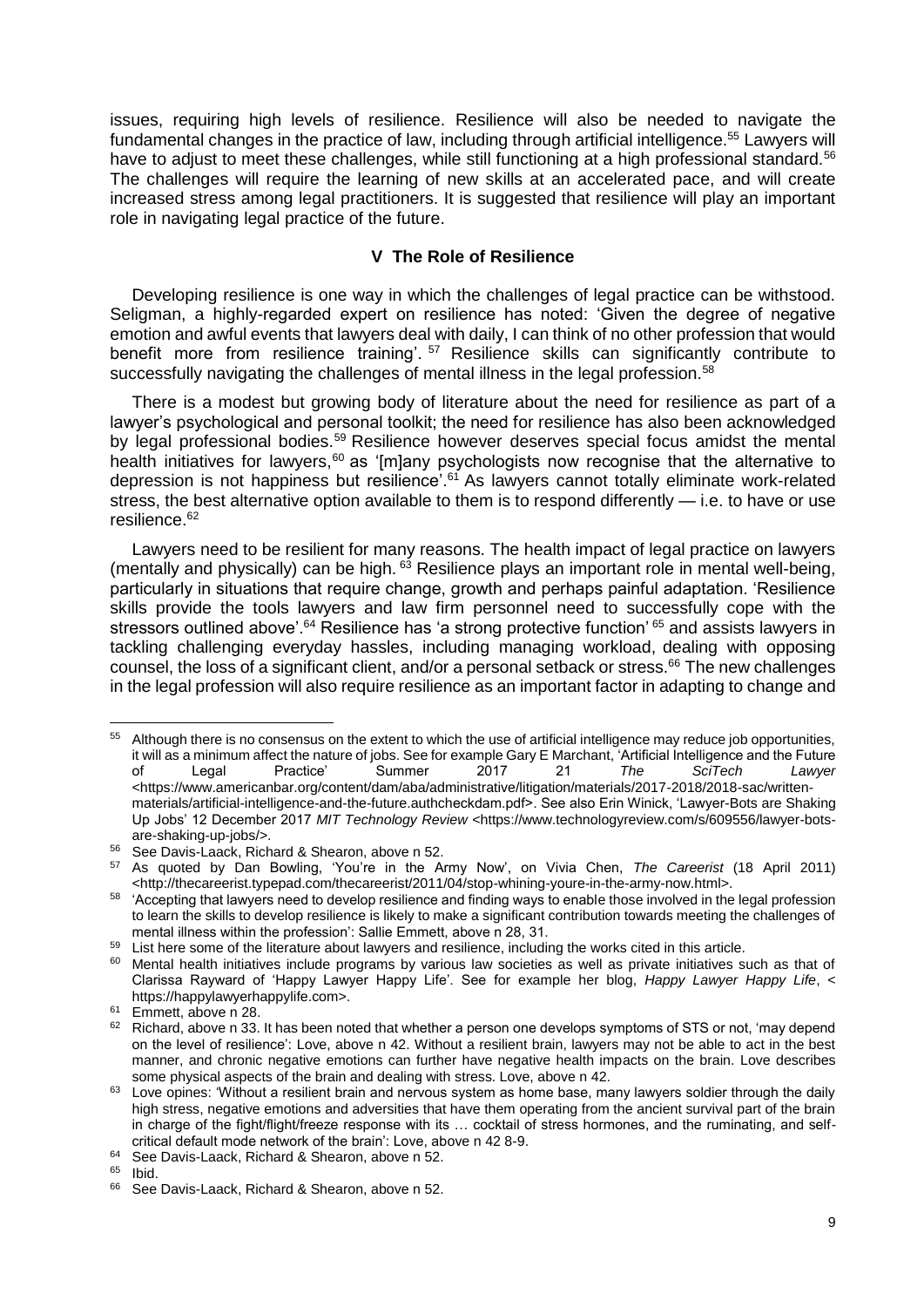issues, requiring high levels of resilience. Resilience will also be needed to navigate the fundamental changes in the practice of law, including through artificial intelligence.[55] Lawyers will have to adjust to meet these challenges, while still functioning at a high professional standard.[56] The challenges will require the learning of new skills at an accelerated pace, and will create increased stress among legal practitioners. It is suggested that resilience will play an important role in navigating legal practice of the future.

## V The Role of Resilience

Developing resilience is one way in which the challenges of legal practice can be withstood. Seligman, a highly-regarded expert on resilience has noted: 'Given the degree of negative emotion and awful events that lawyers deal with daily, I can think of no other profession that would benefit more from resilience training'.[57] Resilience skills can significantly contribute to successfully navigating the challenges of mental illness in the legal profession.[58]

There is a modest but growing body of literature about the need for resilience as part of a lawyer's psychological and personal toolkit; the need for resilience has also been acknowledged by legal professional bodies.[59] Resilience however deserves special focus amidst the mental health initiatives for lawyers,[60] as '[m]any psychologists now recognise that the alternative to depression is not happiness but resilience'.[61] As lawyers cannot totally eliminate work-related stress, the best alternative option available to them is to respond differently — i.e. to have or use resilience.[62]

Lawyers need to be resilient for many reasons. The health impact of legal practice on lawyers (mentally and physically) can be high.[63] Resilience plays an important role in mental well-being, particularly in situations that require change, growth and perhaps painful adaptation. 'Resilience skills provide the tools lawyers and law firm personnel need to successfully cope with the stressors outlined above'.[64] Resilience has 'a strong protective function'[65] and assists lawyers in tackling challenging everyday hassles, including managing workload, dealing with opposing counsel, the loss of a significant client, and/or a personal setback or stress.[66] The new challenges in the legal profession will also require resilience as an important factor in adapting to change and

---

[55] Although there is no consensus on the extent to which the use of artificial intelligence may reduce job opportunities, it will as a minimum affect the nature of jobs. See for example Gary E Marchant, 'Artificial Intelligence and the Future of Legal Practice' Summer 2017 21 *The SciTech Lawyer* <https://www.americanbar.org/content/dam/aba/administrative/litigation/materials/2017-2018/2018-sac/written-materials/artificial-intelligence-and-the-future.authcheckdam.pdf>. See also Erin Winick, 'Lawyer-Bots are Shaking Up Jobs' 12 December 2017 *MIT Technology Review* <https://www.technologyreview.com/s/609556/lawyer-bots-are-shaking-up-jobs/>.

[56] See Davis-Laack, Richard & Shearon, above n 52.

[57] As quoted by Dan Bowling, 'You're in the Army Now', on Vivia Chen, *The Careerist* (18 April 2011) <http://thecareerist.typepad.com/thecareerist/2011/04/stop-whining-youre-in-the-army-now.html>.

[58] 'Accepting that lawyers need to develop resilience and finding ways to enable those involved in the legal profession to learn the skills to develop resilience is likely to make a significant contribution towards meeting the challenges of mental illness within the profession': Sallie Emmett, above n 28, 31.

[59] List here some of the literature about lawyers and resilience, including the works cited in this article.

[60] Mental health initiatives include programs by various law societies as well as private initiatives such as that of Clarissa Rayward of 'Happy Lawyer Happy Life'. See for example her blog, *Happy Lawyer Happy Life*, < https://happylawyerhappylife.com>.

[61] Emmett, above n 28.

[62] Richard, above n 33. It has been noted that whether a person one develops symptoms of STS or not, 'may depend on the level of resilience': Love, above n 42. Without a resilient brain, lawyers may not be able to act in the best manner, and chronic negative emotions can further have negative health impacts on the brain. Love describes some physical aspects of the brain and dealing with stress. Love, above n 42.

[63] Love opines: 'Without a resilient brain and nervous system as home base, many lawyers soldier through the daily high stress, negative emotions and adversities that have them operating from the ancient survival part of the brain in charge of the fight/flight/freeze response with its … cocktail of stress hormones, and the ruminating, and self-critical default mode network of the brain': Love, above n 42 8-9.

[64] See Davis-Laack, Richard & Shearon, above n 52.

[65] Ibid.

[66] See Davis-Laack, Richard & Shearon, above n 52.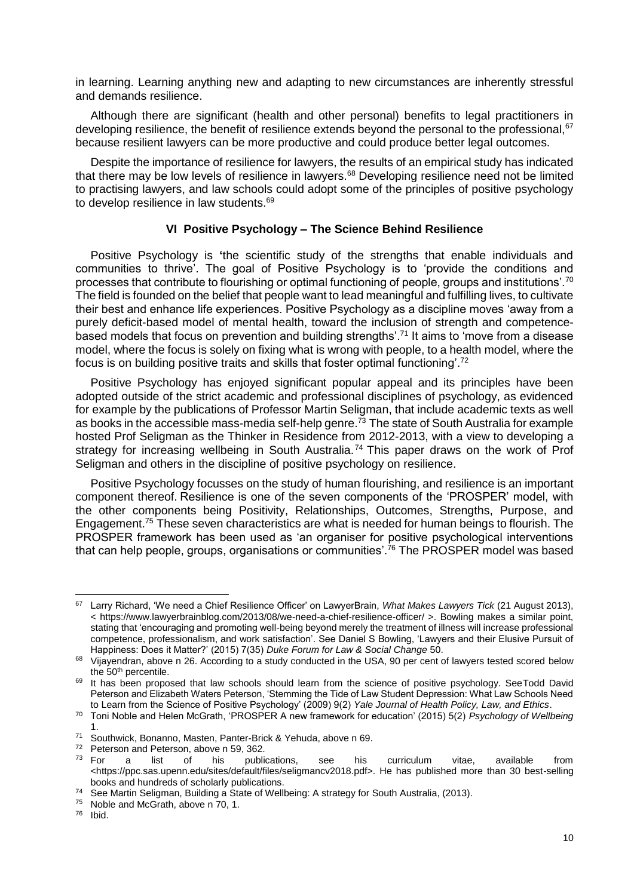in learning. Learning anything new and adapting to new circumstances are inherently stressful and demands resilience.

Although there are significant (health and other personal) benefits to legal practitioners in developing resilience, the benefit of resilience extends beyond the personal to the professional,[67] because resilient lawyers can be more productive and could produce better legal outcomes.

Despite the importance of resilience for lawyers, the results of an empirical study has indicated that there may be low levels of resilience in lawyers.[68] Developing resilience need not be limited to practising lawyers, and law schools could adopt some of the principles of positive psychology to develop resilience in law students.[69]

## VI Positive Psychology – The Science Behind Resilience

Positive Psychology is **'**the scientific study of the strengths that enable individuals and communities to thrive'. The goal of Positive Psychology is to 'provide the conditions and processes that contribute to flourishing or optimal functioning of people, groups and institutions'.[70] The field is founded on the belief that people want to lead meaningful and fulfilling lives, to cultivate their best and enhance life experiences. Positive Psychology as a discipline moves 'away from a purely deficit-based model of mental health, toward the inclusion of strength and competence-based models that focus on prevention and building strengths'.[71] It aims to 'move from a disease model, where the focus is solely on fixing what is wrong with people, to a health model, where the focus is on building positive traits and skills that foster optimal functioning'.[72]

Positive Psychology has enjoyed significant popular appeal and its principles have been adopted outside of the strict academic and professional disciplines of psychology, as evidenced for example by the publications of Professor Martin Seligman, that include academic texts as well as books in the accessible mass-media self-help genre.[73] The state of South Australia for example hosted Prof Seligman as the Thinker in Residence from 2012-2013, with a view to developing a strategy for increasing wellbeing in South Australia.[74] This paper draws on the work of Prof Seligman and others in the discipline of positive psychology on resilience.

Positive Psychology focusses on the study of human flourishing, and resilience is an important component thereof. Resilience is one of the seven components of the 'PROSPER' model, with the other components being Positivity, Relationships, Outcomes, Strengths, Purpose, and Engagement.[75] These seven characteristics are what is needed for human beings to flourish. The PROSPER framework has been used as 'an organiser for positive psychological interventions that can help people, groups, organisations or communities'.[76] The PROSPER model was based

---

[67] Larry Richard, 'We need a Chief Resilience Officer' on LawyerBrain, *What Makes Lawyers Tick* (21 August 2013), < https://www.lawyerbrainblog.com/2013/08/we-need-a-chief-resilience-officer/ >. Bowling makes a similar point, stating that 'encouraging and promoting well-being beyond merely the treatment of illness will increase professional competence, professionalism, and work satisfaction'. See Daniel S Bowling, 'Lawyers and their Elusive Pursuit of Happiness: Does it Matter?' (2015) 7(35) *Duke Forum for Law & Social Change* 50.

[68] Vijayendran, above n 26. According to a study conducted in the USA, 90 per cent of lawyers tested scored below the 50th percentile.

[69] It has been proposed that law schools should learn from the science of positive psychology. SeeTodd David Peterson and Elizabeth Waters Peterson, 'Stemming the Tide of Law Student Depression: What Law Schools Need to Learn from the Science of Positive Psychology' (2009) 9(2) *Yale Journal of Health Policy, Law, and Ethics*.

[70] Toni Noble and Helen McGrath, 'PROSPER A new framework for education' (2015) 5(2) *Psychology of Wellbeing* 1.

[71] Southwick, Bonanno, Masten, Panter-Brick & Yehuda, above n 69.

[72] Peterson and Peterson, above n 59, 362.

[73] For a list of his publications, see his curriculum vitae, available from <https://ppc.sas.upenn.edu/sites/default/files/seligmancv2018.pdf>. He has published more than 30 best-selling books and hundreds of scholarly publications.

[74] See Martin Seligman, Building a State of Wellbeing: A strategy for South Australia, (2013).

[75] Noble and McGrath, above n 70, 1.

[76] Ibid.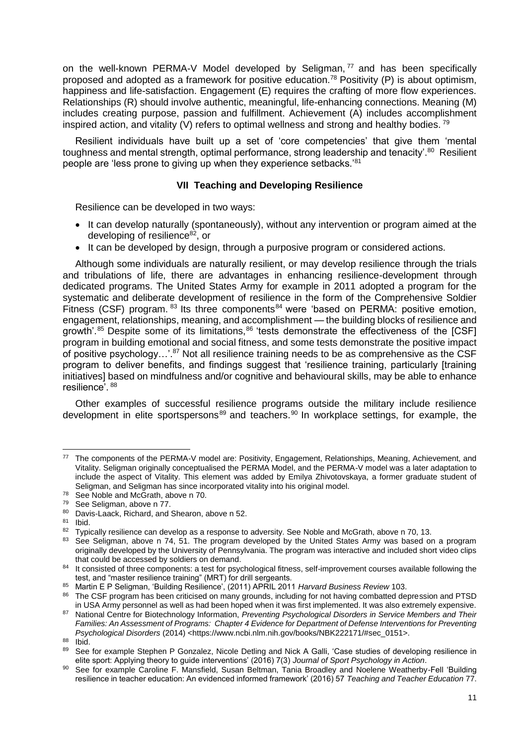on the well-known PERMA-V Model developed by Seligman,[77] and has been specifically proposed and adopted as a framework for positive education.[78] Positivity (P) is about optimism, happiness and life-satisfaction. Engagement (E) requires the crafting of more flow experiences. Relationships (R) should involve authentic, meaningful, life-enhancing connections. Meaning (M) includes creating purpose, passion and fulfillment. Achievement (A) includes accomplishment inspired action, and vitality (V) refers to optimal wellness and strong and healthy bodies.[79]

Resilient individuals have built up a set of 'core competencies' that give them 'mental toughness and mental strength, optimal performance, strong leadership and tenacity'.[80] Resilient people are 'less prone to giving up when they experience setbacks.'[81]

## VII Teaching and Developing Resilience

Resilience can be developed in two ways:

- It can develop naturally (spontaneously), without any intervention or program aimed at the developing of resilience[82], or
- It can be developed by design, through a purposive program or considered actions.

Although some individuals are naturally resilient, or may develop resilience through the trials and tribulations of life, there are advantages in enhancing resilience-development through dedicated programs. The United States Army for example in 2011 adopted a program for the systematic and deliberate development of resilience in the form of the Comprehensive Soldier Fitness (CSF) program.[83] Its three components[84] were 'based on PERMA: positive emotion, engagement, relationships, meaning, and accomplishment — the building blocks of resilience and growth'.[85] Despite some of its limitations,[86] 'tests demonstrate the effectiveness of the [CSF] program in building emotional and social fitness, and some tests demonstrate the positive impact of positive psychology…'.[87] Not all resilience training needs to be as comprehensive as the CSF program to deliver benefits, and findings suggest that 'resilience training, particularly [training initiatives] based on mindfulness and/or cognitive and behavioural skills, may be able to enhance resilience'.[88]

Other examples of successful resilience programs outside the military include resilience development in elite sportspersons[89] and teachers.[90] In workplace settings, for example, the

---

[77] The components of the PERMA-V model are: Positivity, Engagement, Relationships, Meaning, Achievement, and Vitality. Seligman originally conceptualised the PERMA Model, and the PERMA-V model was a later adaptation to include the aspect of Vitality. This element was added by Emilya Zhivotovskaya, a former graduate student of Seligman, and Seligman has since incorporated vitality into his original model.

[78] See Noble and McGrath, above n 70.

[79] See Seligman, above n 77.

[80] Davis-Laack, Richard, and Shearon, above n 52.

[81] Ibid.

[82] Typically resilience can develop as a response to adversity. See Noble and McGrath, above n 70, 13.

[83] See Seligman, above n 74, 51. The program developed by the United States Army was based on a program originally developed by the University of Pennsylvania. The program was interactive and included short video clips that could be accessed by soldiers on demand.

[84] It consisted of three components: a test for psychological fitness, self-improvement courses available following the test, and "master resilience training" (MRT) for drill sergeants.

[85] Martin E P Seligman, 'Building Resilience', (2011) APRIL 2011 *Harvard Business Review* 103.

[86] The CSF program has been criticised on many grounds, including for not having combatted depression and PTSD in USA Army personnel as well as had been hoped when it was first implemented. It was also extremely expensive.

[87] National Centre for Biotechnology Information, *Preventing Psychological Disorders in Service Members and Their Families: An Assessment of Programs: Chapter 4 Evidence for Department of Defense Interventions for Preventing Psychological Disorders* (2014) <https://www.ncbi.nlm.nih.gov/books/NBK222171/#sec_0151>.

[88] Ibid.

[89] See for example Stephen P Gonzalez, Nicole Detling and Nick A Galli, 'Case studies of developing resilience in elite sport: Applying theory to guide interventions' (2016) 7(3) *Journal of Sport Psychology in Action*.

[90] See for example Caroline F. Mansfield, Susan Beltman, Tania Broadley and Noelene Weatherby-Fell 'Building resilience in teacher education: An evidenced informed framework' (2016) 57 *Teaching and Teacher Education* 77.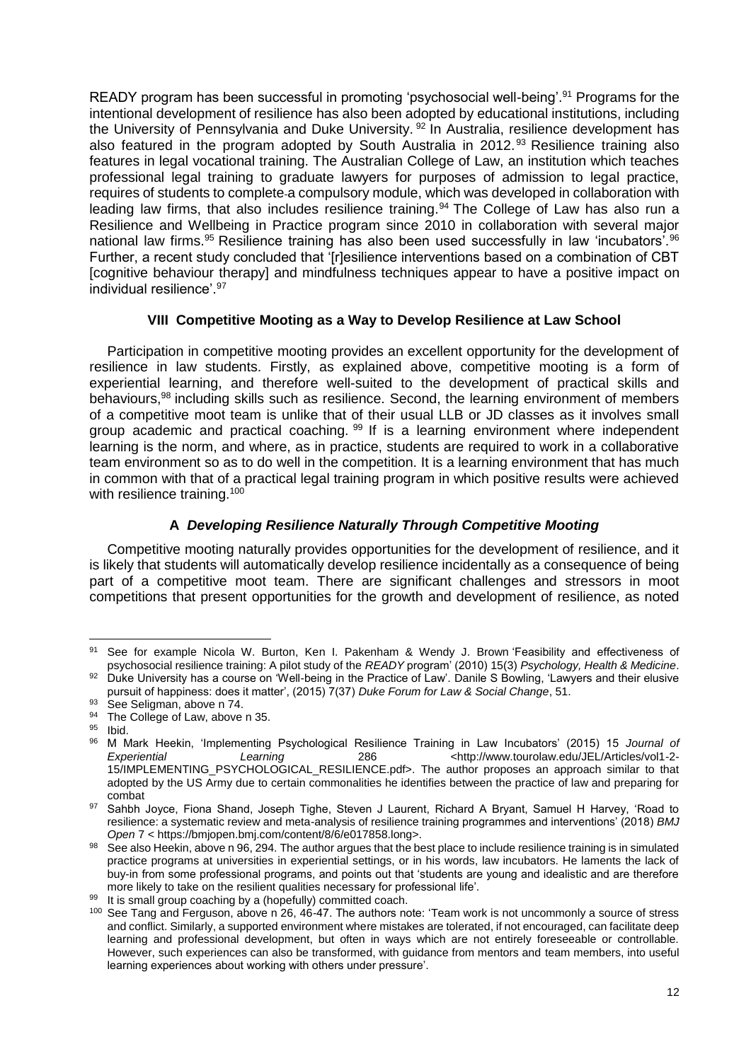READY program has been successful in promoting 'psychosocial well-being'.[91] Programs for the intentional development of resilience has also been adopted by educational institutions, including the University of Pennsylvania and Duke University.[92] In Australia, resilience development has also featured in the program adopted by South Australia in 2012.[93] Resilience training also features in legal vocational training. The Australian College of Law, an institution which teaches professional legal training to graduate lawyers for purposes of admission to legal practice, requires of students to complete a compulsory module, which was developed in collaboration with leading law firms, that also includes resilience training.[94] The College of Law has also run a Resilience and Wellbeing in Practice program since 2010 in collaboration with several major national law firms.[95] Resilience training has also been used successfully in law 'incubators'.[96] Further, a recent study concluded that '[r]esilience interventions based on a combination of CBT [cognitive behaviour therapy] and mindfulness techniques appear to have a positive impact on individual resilience'.[97]

## VIII Competitive Mooting as a Way to Develop Resilience at Law School

Participation in competitive mooting provides an excellent opportunity for the development of resilience in law students. Firstly, as explained above, competitive mooting is a form of experiential learning, and therefore well-suited to the development of practical skills and behaviours,[98] including skills such as resilience. Second, the learning environment of members of a competitive moot team is unlike that of their usual LLB or JD classes as it involves small group academic and practical coaching.[99] If is a learning environment where independent learning is the norm, and where, as in practice, students are required to work in a collaborative team environment so as to do well in the competition. It is a learning environment that has much in common with that of a practical legal training program in which positive results were achieved with resilience training.[100]

### A *Developing Resilience Naturally Through Competitive Mooting*

Competitive mooting naturally provides opportunities for the development of resilience, and it is likely that students will automatically develop resilience incidentally as a consequence of being part of a competitive moot team. There are significant challenges and stressors in moot competitions that present opportunities for the growth and development of resilience, as noted

---

[91] See for example Nicola W. Burton, Ken I. Pakenham & Wendy J. Brown 'Feasibility and effectiveness of psychosocial resilience training: A pilot study of the *READY* program' (2010) 15(3) *Psychology, Health & Medicine*.

[92] Duke University has a course on 'Well-being in the Practice of Law'. Danile S Bowling, 'Lawyers and their elusive pursuit of happiness: does it matter', (2015) 7(37) *Duke Forum for Law & Social Change*, 51.

[93] See Seligman, above n 74.

[94] The College of Law, above n 35.

[95] Ibid.

[96] M Mark Heekin, 'Implementing Psychological Resilience Training in Law Incubators' (2015) 15 *Journal of Experiential Learning* 286 <http://www.tourolaw.edu/JEL/Articles/vol1-2-15/IMPLEMENTING_PSYCHOLOGICAL_RESILIENCE.pdf>. The author proposes an approach similar to that adopted by the US Army due to certain commonalities he identifies between the practice of law and preparing for combat

[97] Sahbh Joyce, Fiona Shand, Joseph Tighe, Steven J Laurent, Richard A Bryant, Samuel H Harvey, 'Road to resilience: a systematic review and meta-analysis of resilience training programmes and interventions' (2018) *BMJ Open* 7 < https://bmjopen.bmj.com/content/8/6/e017858.long>.

[98] See also Heekin, above n 96, 294. The author argues that the best place to include resilience training is in simulated practice programs at universities in experiential settings, or in his words, law incubators. He laments the lack of buy-in from some professional programs, and points out that 'students are young and idealistic and are therefore more likely to take on the resilient qualities necessary for professional life'.

[99] It is small group coaching by a (hopefully) committed coach.

[100] See Tang and Ferguson, above n 26, 46-47. The authors note: 'Team work is not uncommonly a source of stress and conflict. Similarly, a supported environment where mistakes are tolerated, if not encouraged, can facilitate deep learning and professional development, but often in ways which are not entirely foreseeable or controllable. However, such experiences can also be transformed, with guidance from mentors and team members, into useful learning experiences about working with others under pressure'.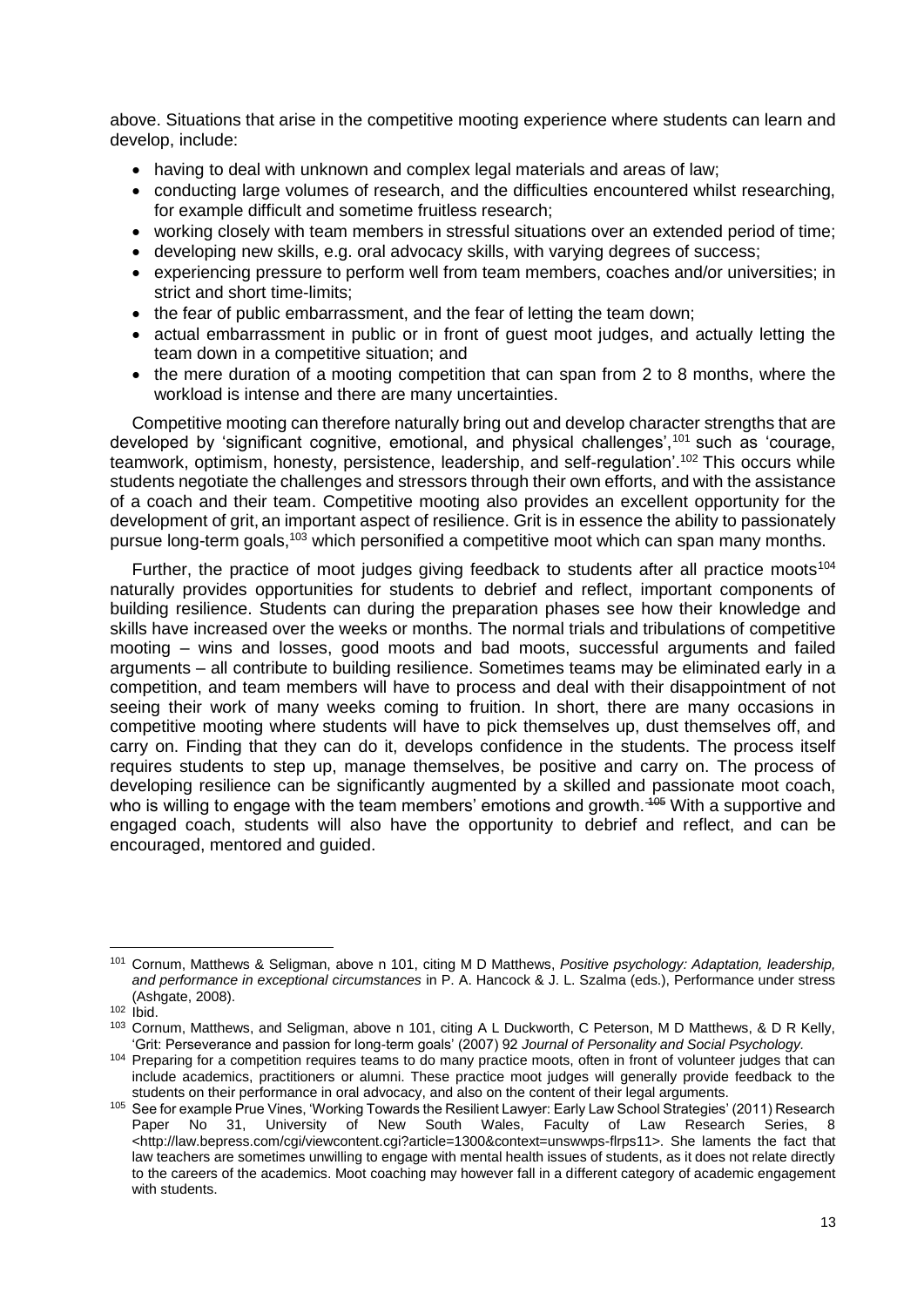above. Situations that arise in the competitive mooting experience where students can learn and develop, include:

- having to deal with unknown and complex legal materials and areas of law;
- conducting large volumes of research, and the difficulties encountered whilst researching, for example difficult and sometime fruitless research;
- working closely with team members in stressful situations over an extended period of time;
- developing new skills, e.g. oral advocacy skills, with varying degrees of success;
- experiencing pressure to perform well from team members, coaches and/or universities; in strict and short time-limits;
- the fear of public embarrassment, and the fear of letting the team down;
- actual embarrassment in public or in front of guest moot judges, and actually letting the team down in a competitive situation; and
- the mere duration of a mooting competition that can span from 2 to 8 months, where the workload is intense and there are many uncertainties.

Competitive mooting can therefore naturally bring out and develop character strengths that are developed by 'significant cognitive, emotional, and physical challenges',[101] such as 'courage, teamwork, optimism, honesty, persistence, leadership, and self-regulation'.[102] This occurs while students negotiate the challenges and stressors through their own efforts, and with the assistance of a coach and their team. Competitive mooting also provides an excellent opportunity for the development of grit, an important aspect of resilience. Grit is in essence the ability to passionately pursue long-term goals,[103] which personified a competitive moot which can span many months.

Further, the practice of moot judges giving feedback to students after all practice moots[104] naturally provides opportunities for students to debrief and reflect, important components of building resilience. Students can during the preparation phases see how their knowledge and skills have increased over the weeks or months. The normal trials and tribulations of competitive mooting – wins and losses, good moots and bad moots, successful arguments and failed arguments – all contribute to building resilience. Sometimes teams may be eliminated early in a competition, and team members will have to process and deal with their disappointment of not seeing their work of many weeks coming to fruition. In short, there are many occasions in competitive mooting where students will have to pick themselves up, dust themselves off, and carry on. Finding that they can do it, develops confidence in the students. The process itself requires students to step up, manage themselves, be positive and carry on. The process of developing resilience can be significantly augmented by a skilled and passionate moot coach, who is willing to engage with the team members' emotions and growth.[105] With a supportive and engaged coach, students will also have the opportunity to debrief and reflect, and can be encouraged, mentored and guided.

---

[101] Cornum, Matthews & Seligman, above n 101, citing M D Matthews, *Positive psychology: Adaptation, leadership, and performance in exceptional circumstances* in P. A. Hancock & J. L. Szalma (eds.), Performance under stress (Ashgate, 2008).

[102] Ibid.

[103] Cornum, Matthews, and Seligman, above n 101, citing A L Duckworth, C Peterson, M D Matthews, & D R Kelly, 'Grit: Perseverance and passion for long-term goals' (2007) 92 *Journal of Personality and Social Psychology.*

[104] Preparing for a competition requires teams to do many practice moots, often in front of volunteer judges that can include academics, practitioners or alumni. These practice moot judges will generally provide feedback to the students on their performance in oral advocacy, and also on the content of their legal arguments.

[105] See for example Prue Vines, 'Working Towards the Resilient Lawyer: Early Law School Strategies' (2011) Research Paper No 31, University of New South Wales, Faculty of Law Research Series, 8 <http://law.bepress.com/cgi/viewcontent.cgi?article=1300&context=unswwps-flrps11>. She laments the fact that law teachers are sometimes unwilling to engage with mental health issues of students, as it does not relate directly to the careers of the academics. Moot coaching may however fall in a different category of academic engagement with students.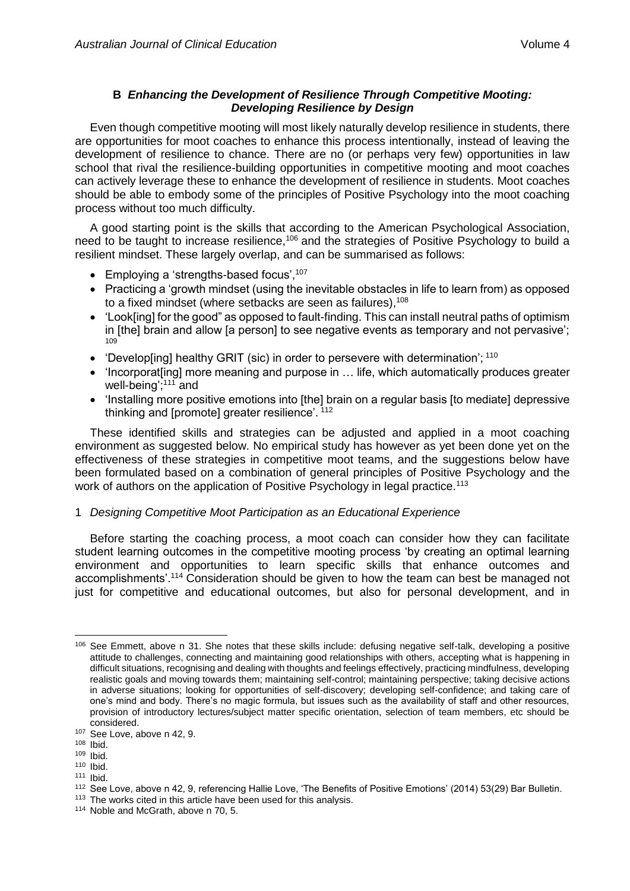### B *Enhancing the Development of Resilience Through Competitive Mooting: Developing Resilience by Design*

Even though competitive mooting will most likely naturally develop resilience in students, there are opportunities for moot coaches to enhance this process intentionally, instead of leaving the development of resilience to chance. There are no (or perhaps very few) opportunities in law school that rival the resilience-building opportunities in competitive mooting and moot coaches can actively leverage these to enhance the development of resilience in students. Moot coaches should be able to embody some of the principles of Positive Psychology into the moot coaching process without too much difficulty.

A good starting point is the skills that according to the American Psychological Association, need to be taught to increase resilience,[106] and the strategies of Positive Psychology to build a resilient mindset. These largely overlap, and can be summarised as follows:

- Employing a 'strengths-based focus',[107]
- Practicing a 'growth mindset (using the inevitable obstacles in life to learn from) as opposed to a fixed mindset (where setbacks are seen as failures),[108]
- 'Look[ing] for the good" as opposed to fault-finding. This can install neutral paths of optimism in [the] brain and allow [a person] to see negative events as temporary and not pervasive';[109]
- 'Develop[ing] healthy GRIT (sic) in order to persevere with determination';[110]
- 'Incorporat[ing] more meaning and purpose in … life, which automatically produces greater well-being';[111] and
- 'Installing more positive emotions into [the] brain on a regular basis [to mediate] depressive thinking and [promote] greater resilience'.[112]

These identified skills and strategies can be adjusted and applied in a moot coaching environment as suggested below. No empirical study has however as yet been done yet on the effectiveness of these strategies in competitive moot teams, and the suggestions below have been formulated based on a combination of general principles of Positive Psychology and the work of authors on the application of Positive Psychology in legal practice.[113]

#### 1 *Designing Competitive Moot Participation as an Educational Experience*

Before starting the coaching process, a moot coach can consider how they can facilitate student learning outcomes in the competitive mooting process 'by creating an optimal learning environment and opportunities to learn specific skills that enhance outcomes and accomplishments'.[114] Consideration should be given to how the team can best be managed not just for competitive and educational outcomes, but also for personal development, and in

---

[106] See Emmett, above n 31. She notes that these skills include: defusing negative self-talk, developing a positive attitude to challenges, connecting and maintaining good relationships with others, accepting what is happening in difficult situations, recognising and dealing with thoughts and feelings effectively, practicing mindfulness, developing realistic goals and moving towards them; maintaining self-control; maintaining perspective; taking decisive actions in adverse situations; looking for opportunities of self-discovery; developing self-confidence; and taking care of one's mind and body. There's no magic formula, but issues such as the availability of staff and other resources, provision of introductory lectures/subject matter specific orientation, selection of team members, etc should be considered.

[107] See Love, above n 42, 9.

[108] Ibid.

[109] Ibid.

[110] Ibid.

[111] Ibid.

[112] See Love, above n 42, 9, referencing Hallie Love, 'The Benefits of Positive Emotions' (2014) 53(29) Bar Bulletin.

[113] The works cited in this article have been used for this analysis.

[114] Noble and McGrath, above n 70, 5.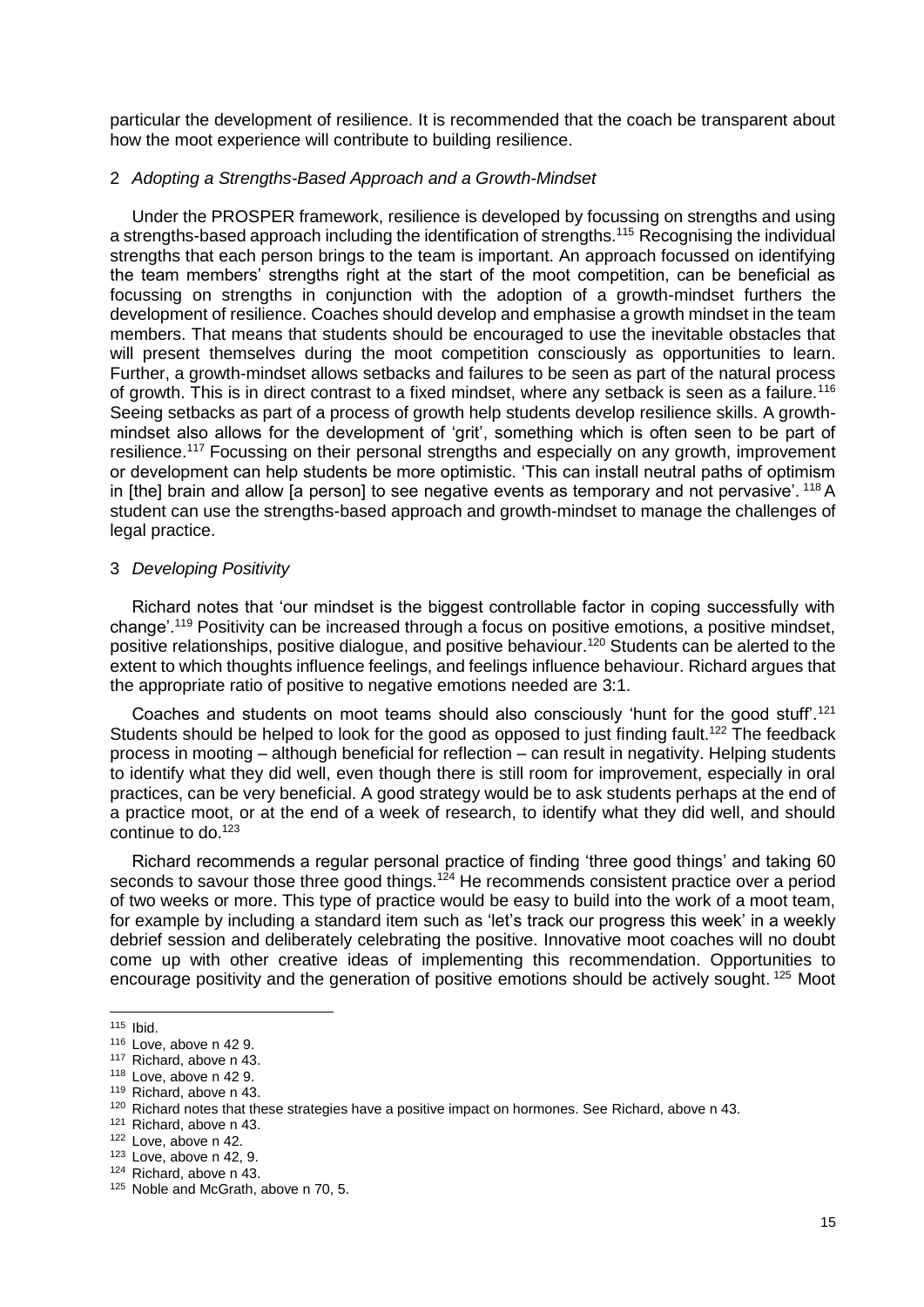particular the development of resilience. It is recommended that the coach be transparent about how the moot experience will contribute to building resilience.

### 2 *Adopting a Strengths-Based Approach and a Growth-Mindset*

Under the PROSPER framework, resilience is developed by focussing on strengths and using a strengths-based approach including the identification of strengths.[115] Recognising the individual strengths that each person brings to the team is important. An approach focussed on identifying the team members' strengths right at the start of the moot competition, can be beneficial as focussing on strengths in conjunction with the adoption of a growth-mindset furthers the development of resilience. Coaches should develop and emphasise a growth mindset in the team members. That means that students should be encouraged to use the inevitable obstacles that will present themselves during the moot competition consciously as opportunities to learn. Further, a growth-mindset allows setbacks and failures to be seen as part of the natural process of growth. This is in direct contrast to a fixed mindset, where any setback is seen as a failure.[116] Seeing setbacks as part of a process of growth help students develop resilience skills. A growth-mindset also allows for the development of 'grit', something which is often seen to be part of resilience.[117] Focussing on their personal strengths and especially on any growth, improvement or development can help students be more optimistic. 'This can install neutral paths of optimism in [the] brain and allow [a person] to see negative events as temporary and not pervasive'. [118] A student can use the strengths-based approach and growth-mindset to manage the challenges of legal practice.

### 3 *Developing Positivity*

Richard notes that 'our mindset is the biggest controllable factor in coping successfully with change'.[119] Positivity can be increased through a focus on positive emotions, a positive mindset, positive relationships, positive dialogue, and positive behaviour.[120] Students can be alerted to the extent to which thoughts influence feelings, and feelings influence behaviour. Richard argues that the appropriate ratio of positive to negative emotions needed are 3:1.

Coaches and students on moot teams should also consciously 'hunt for the good stuff'.[121] Students should be helped to look for the good as opposed to just finding fault.[122] The feedback process in mooting – although beneficial for reflection – can result in negativity. Helping students to identify what they did well, even though there is still room for improvement, especially in oral practices, can be very beneficial. A good strategy would be to ask students perhaps at the end of a practice moot, or at the end of a week of research, to identify what they did well, and should continue to do.[123]

Richard recommends a regular personal practice of finding 'three good things' and taking 60 seconds to savour those three good things.[124] He recommends consistent practice over a period of two weeks or more. This type of practice would be easy to build into the work of a moot team, for example by including a standard item such as 'let's track our progress this week' in a weekly debrief session and deliberately celebrating the positive. Innovative moot coaches will no doubt come up with other creative ideas of implementing this recommendation. Opportunities to encourage positivity and the generation of positive emotions should be actively sought. [125] Moot

---

[115] Ibid.

[116] Love, above n 42 9.

[117] Richard, above n 43.

[118] Love, above n 42 9.

[119] Richard, above n 43.

[120] Richard notes that these strategies have a positive impact on hormones. See Richard, above n 43.

[121] Richard, above n 43.

[122] Love, above n 42.

[123] Love, above n 42, 9.

[124] Richard, above n 43.

[125] Noble and McGrath, above n 70, 5.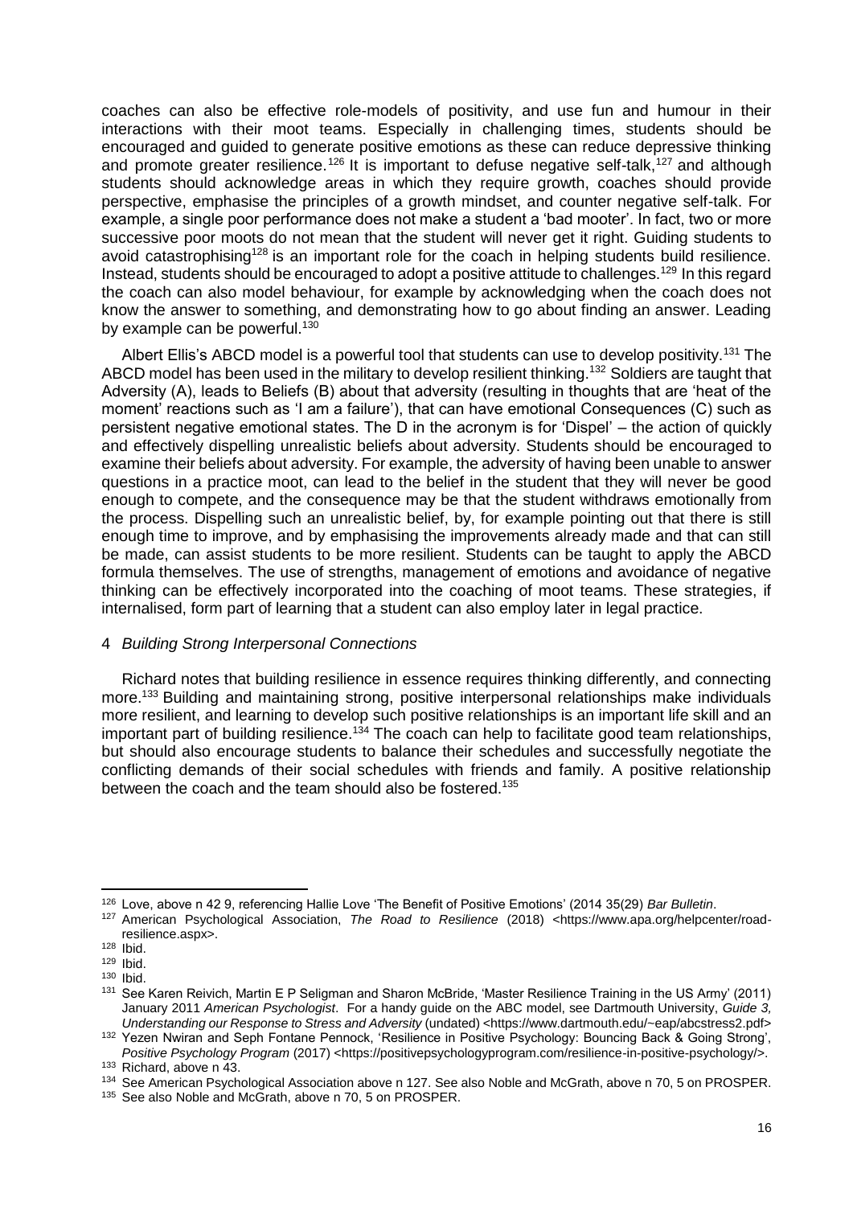coaches can also be effective role-models of positivity, and use fun and humour in their interactions with their moot teams. Especially in challenging times, students should be encouraged and guided to generate positive emotions as these can reduce depressive thinking and promote greater resilience.[126] It is important to defuse negative self-talk,[127] and although students should acknowledge areas in which they require growth, coaches should provide perspective, emphasise the principles of a growth mindset, and counter negative self-talk. For example, a single poor performance does not make a student a 'bad mooter'. In fact, two or more successive poor moots do not mean that the student will never get it right. Guiding students to avoid catastrophising[128] is an important role for the coach in helping students build resilience. Instead, students should be encouraged to adopt a positive attitude to challenges.[129] In this regard the coach can also model behaviour, for example by acknowledging when the coach does not know the answer to something, and demonstrating how to go about finding an answer. Leading by example can be powerful.[130]

Albert Ellis's ABCD model is a powerful tool that students can use to develop positivity.[131] The ABCD model has been used in the military to develop resilient thinking.[132] Soldiers are taught that Adversity (A), leads to Beliefs (B) about that adversity (resulting in thoughts that are 'heat of the moment' reactions such as 'I am a failure'), that can have emotional Consequences (C) such as persistent negative emotional states. The D in the acronym is for 'Dispel' – the action of quickly and effectively dispelling unrealistic beliefs about adversity. Students should be encouraged to examine their beliefs about adversity. For example, the adversity of having been unable to answer questions in a practice moot, can lead to the belief in the student that they will never be good enough to compete, and the consequence may be that the student withdraws emotionally from the process. Dispelling such an unrealistic belief, by, for example pointing out that there is still enough time to improve, and by emphasising the improvements already made and that can still be made, can assist students to be more resilient. Students can be taught to apply the ABCD formula themselves. The use of strengths, management of emotions and avoidance of negative thinking can be effectively incorporated into the coaching of moot teams. These strategies, if internalised, form part of learning that a student can also employ later in legal practice.

### 4 *Building Strong Interpersonal Connections*

Richard notes that building resilience in essence requires thinking differently, and connecting more.[133] Building and maintaining strong, positive interpersonal relationships make individuals more resilient, and learning to develop such positive relationships is an important life skill and an important part of building resilience.[134] The coach can help to facilitate good team relationships, but should also encourage students to balance their schedules and successfully negotiate the conflicting demands of their social schedules with friends and family. A positive relationship between the coach and the team should also be fostered.[135]

---

[126] Love, above n 42 9, referencing Hallie Love 'The Benefit of Positive Emotions' (2014 35(29) *Bar Bulletin*.

[127] American Psychological Association, *The Road to Resilience* (2018) <https://www.apa.org/helpcenter/road-resilience.aspx>.

[128] Ibid.

[129] Ibid.

[130] Ibid.

[131] See Karen Reivich, Martin E P Seligman and Sharon McBride, 'Master Resilience Training in the US Army' (2011) January 2011 *American Psychologist*. For a handy guide on the ABC model, see Dartmouth University, *Guide 3, Understanding our Response to Stress and Adversity* (undated) <https://www.dartmouth.edu/~eap/abcstress2.pdf>

[132] Yezen Nwiran and Seph Fontane Pennock, 'Resilience in Positive Psychology: Bouncing Back & Going Strong', *Positive Psychology Program* (2017) <https://positivepsychologyprogram.com/resilience-in-positive-psychology/>.

[133] Richard, above n 43.

[134] See American Psychological Association above n 127. See also Noble and McGrath, above n 70, 5 on PROSPER.

[135] See also Noble and McGrath, above n 70, 5 on PROSPER.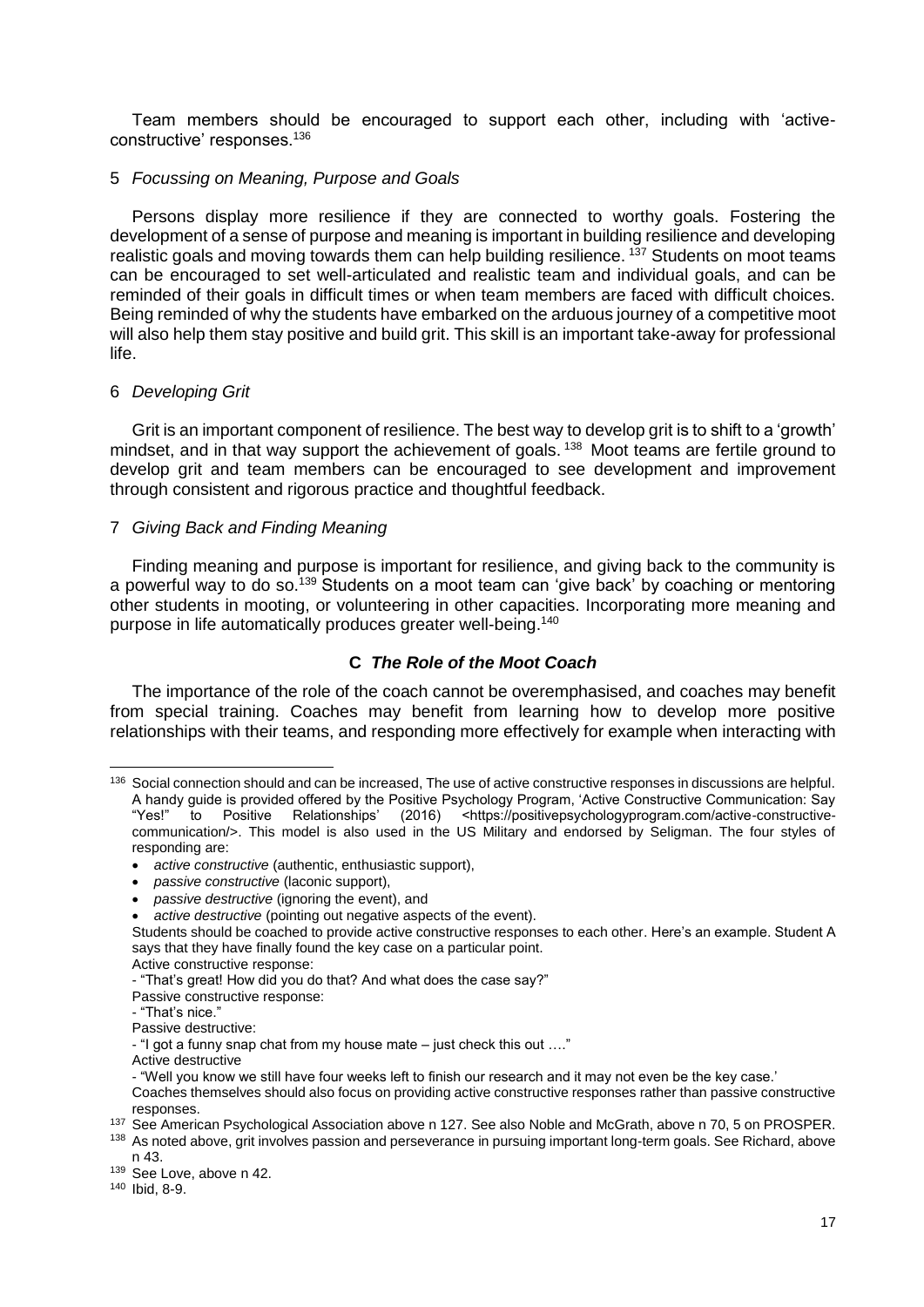Team members should be encouraged to support each other, including with 'active-constructive' responses.[136]

5 *Focussing on Meaning, Purpose and Goals*

Persons display more resilience if they are connected to worthy goals. Fostering the development of a sense of purpose and meaning is important in building resilience and developing realistic goals and moving towards them can help building resilience.[137] Students on moot teams can be encouraged to set well-articulated and realistic team and individual goals, and can be reminded of their goals in difficult times or when team members are faced with difficult choices. Being reminded of why the students have embarked on the arduous journey of a competitive moot will also help them stay positive and build grit. This skill is an important take-away for professional life.

6 *Developing Grit*

Grit is an important component of resilience. The best way to develop grit is to shift to a 'growth' mindset, and in that way support the achievement of goals.[138] Moot teams are fertile ground to develop grit and team members can be encouraged to see development and improvement through consistent and rigorous practice and thoughtful feedback.

7 *Giving Back and Finding Meaning*

Finding meaning and purpose is important for resilience, and giving back to the community is a powerful way to do so.[139] Students on a moot team can 'give back' by coaching or mentoring other students in mooting, or volunteering in other capacities. Incorporating more meaning and purpose in life automatically produces greater well-being.[140]

### C *The Role of the Moot Coach*

The importance of the role of the coach cannot be overemphasised, and coaches may benefit from special training. Coaches may benefit from learning how to develop more positive relationships with their teams, and responding more effectively for example when interacting with

---

[136] Social connection should and can be increased, The use of active constructive responses in discussions are helpful. A handy guide is provided offered by the Positive Psychology Program, 'Active Constructive Communication: Say "Yes!" to Positive Relationships' (2016) <https://positivepsychologyprogram.com/active-constructive-communication/>. This model is also used in the US Military and endorsed by Seligman. The four styles of responding are:

- *active constructive* (authentic, enthusiastic support),
- *passive constructive* (laconic support),
- *passive destructive* (ignoring the event), and
- *active destructive* (pointing out negative aspects of the event).

Students should be coached to provide active constructive responses to each other. Here's an example. Student A says that they have finally found the key case on a particular point.
Active constructive response:
- "That's great! How did you do that? And what does the case say?"
Passive constructive response:
- "That's nice."
Passive destructive:
- "I got a funny snap chat from my house mate – just check this out …."
Active destructive
- "Well you know we still have four weeks left to finish our research and it may not even be the key case.'
Coaches themselves should also focus on providing active constructive responses rather than passive constructive responses.

[137] See American Psychological Association above n 127. See also Noble and McGrath, above n 70, 5 on PROSPER.

[138] As noted above, grit involves passion and perseverance in pursuing important long-term goals. See Richard, above n 43.

[139] See Love, above n 42.

[140] Ibid, 8-9.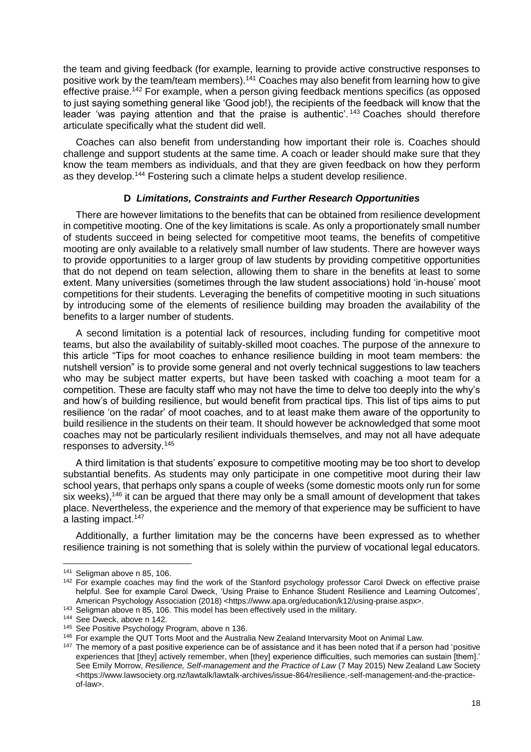the team and giving feedback (for example, learning to provide active constructive responses to positive work by the team/team members).[141] Coaches may also benefit from learning how to give effective praise.[142] For example, when a person giving feedback mentions specifics (as opposed to just saying something general like 'Good job!'), the recipients of the feedback will know that the leader 'was paying attention and that the praise is authentic'.[143] Coaches should therefore articulate specifically what the student did well.

Coaches can also benefit from understanding how important their role is. Coaches should challenge and support students at the same time. A coach or leader should make sure that they know the team members as individuals, and that they are given feedback on how they perform as they develop.[144] Fostering such a climate helps a student develop resilience.

### D *Limitations, Constraints and Further Research Opportunities*

There are however limitations to the benefits that can be obtained from resilience development in competitive mooting. One of the key limitations is scale. As only a proportionately small number of students succeed in being selected for competitive moot teams, the benefits of competitive mooting are only available to a relatively small number of law students. There are however ways to provide opportunities to a larger group of law students by providing competitive opportunities that do not depend on team selection, allowing them to share in the benefits at least to some extent. Many universities (sometimes through the law student associations) hold 'in-house' moot competitions for their students. Leveraging the benefits of competitive mooting in such situations by introducing some of the elements of resilience building may broaden the availability of the benefits to a larger number of students.

A second limitation is a potential lack of resources, including funding for competitive moot teams, but also the availability of suitably-skilled moot coaches. The purpose of the annexure to this article "Tips for moot coaches to enhance resilience building in moot team members: the nutshell version" is to provide some general and not overly technical suggestions to law teachers who may be subject matter experts, but have been tasked with coaching a moot team for a competition. These are faculty staff who may not have the time to delve too deeply into the why's and how's of building resilience, but would benefit from practical tips. This list of tips aims to put resilience 'on the radar' of moot coaches, and to at least make them aware of the opportunity to build resilience in the students on their team. It should however be acknowledged that some moot coaches may not be particularly resilient individuals themselves, and may not all have adequate responses to adversity.[145]

A third limitation is that students' exposure to competitive mooting may be too short to develop substantial benefits. As students may only participate in one competitive moot during their law school years, that perhaps only spans a couple of weeks (some domestic moots only run for some six weeks),[146] it can be argued that there may only be a small amount of development that takes place. Nevertheless, the experience and the memory of that experience may be sufficient to have a lasting impact.[147]

Additionally, a further limitation may be the concerns have been expressed as to whether resilience training is not something that is solely within the purview of vocational legal educators.

---

[141] Seligman above n 85, 106.

[142] For example coaches may find the work of the Stanford psychology professor Carol Dweck on effective praise helpful. See for example Carol Dweck, 'Using Praise to Enhance Student Resilience and Learning Outcomes', American Psychology Association (2018) <https://www.apa.org/education/k12/using-praise.aspx>.

[143] Seligman above n 85, 106. This model has been effectively used in the military.

[144] See Dweck, above n 142.

[145] See Positive Psychology Program, above n 136.

[146] For example the QUT Torts Moot and the Australia New Zealand Intervarsity Moot on Animal Law.

[147] The memory of a past positive experience can be of assistance and it has been noted that if a person had 'positive experiences that [they] actively remember, when [they] experience difficulties, such memories can sustain [them].' See Emily Morrow, *Resilience, Self-management and the Practice of Law* (7 May 2015) New Zealand Law Society <https://www.lawsociety.org.nz/lawtalk/lawtalk-archives/issue-864/resilience,-self-management-and-the-practice-of-law>.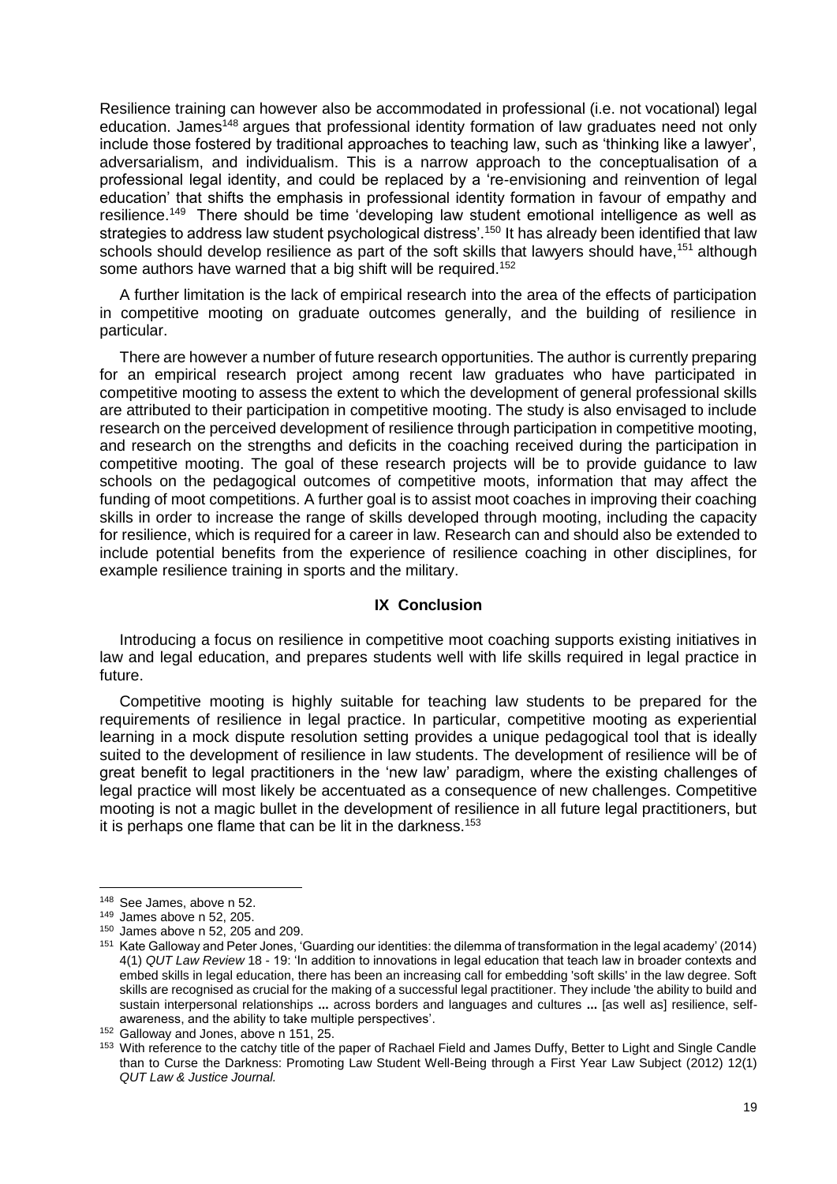Resilience training can however also be accommodated in professional (i.e. not vocational) legal education. James[148] argues that professional identity formation of law graduates need not only include those fostered by traditional approaches to teaching law, such as 'thinking like a lawyer', adversarialism, and individualism. This is a narrow approach to the conceptualisation of a professional legal identity, and could be replaced by a 're-envisioning and reinvention of legal education' that shifts the emphasis in professional identity formation in favour of empathy and resilience.[149] There should be time 'developing law student emotional intelligence as well as strategies to address law student psychological distress'.[150] It has already been identified that law schools should develop resilience as part of the soft skills that lawyers should have,[151] although some authors have warned that a big shift will be required.[152]

A further limitation is the lack of empirical research into the area of the effects of participation in competitive mooting on graduate outcomes generally, and the building of resilience in particular.

There are however a number of future research opportunities. The author is currently preparing for an empirical research project among recent law graduates who have participated in competitive mooting to assess the extent to which the development of general professional skills are attributed to their participation in competitive mooting. The study is also envisaged to include research on the perceived development of resilience through participation in competitive mooting, and research on the strengths and deficits in the coaching received during the participation in competitive mooting. The goal of these research projects will be to provide guidance to law schools on the pedagogical outcomes of competitive moots, information that may affect the funding of moot competitions. A further goal is to assist moot coaches in improving their coaching skills in order to increase the range of skills developed through mooting, including the capacity for resilience, which is required for a career in law. Research can and should also be extended to include potential benefits from the experience of resilience coaching in other disciplines, for example resilience training in sports and the military.

## IX Conclusion

Introducing a focus on resilience in competitive moot coaching supports existing initiatives in law and legal education, and prepares students well with life skills required in legal practice in future.

Competitive mooting is highly suitable for teaching law students to be prepared for the requirements of resilience in legal practice. In particular, competitive mooting as experiential learning in a mock dispute resolution setting provides a unique pedagogical tool that is ideally suited to the development of resilience in law students. The development of resilience will be of great benefit to legal practitioners in the 'new law' paradigm, where the existing challenges of legal practice will most likely be accentuated as a consequence of new challenges. Competitive mooting is not a magic bullet in the development of resilience in all future legal practitioners, but it is perhaps one flame that can be lit in the darkness.[153]

---

[148] See James, above n 52.

[149] James above n 52, 205.

[150] James above n 52, 205 and 209.

[151] Kate Galloway and Peter Jones, 'Guarding our identities: the dilemma of transformation in the legal academy' (2014) 4(1) *QUT Law Review* 18 - 19: 'In addition to innovations in legal education that teach law in broader contexts and embed skills in legal education, there has been an increasing call for embedding 'soft skills' in the law degree. Soft skills are recognised as crucial for the making of a successful legal practitioner. They include 'the ability to build and sustain interpersonal relationships **...** across borders and languages and cultures **...** [as well as] resilience, self-awareness, and the ability to take multiple perspectives'.

[152] Galloway and Jones, above n 151, 25.

[153] With reference to the catchy title of the paper of Rachael Field and James Duffy, Better to Light and Single Candle than to Curse the Darkness: Promoting Law Student Well-Being through a First Year Law Subject (2012) 12(1) *QUT Law & Justice Journal.*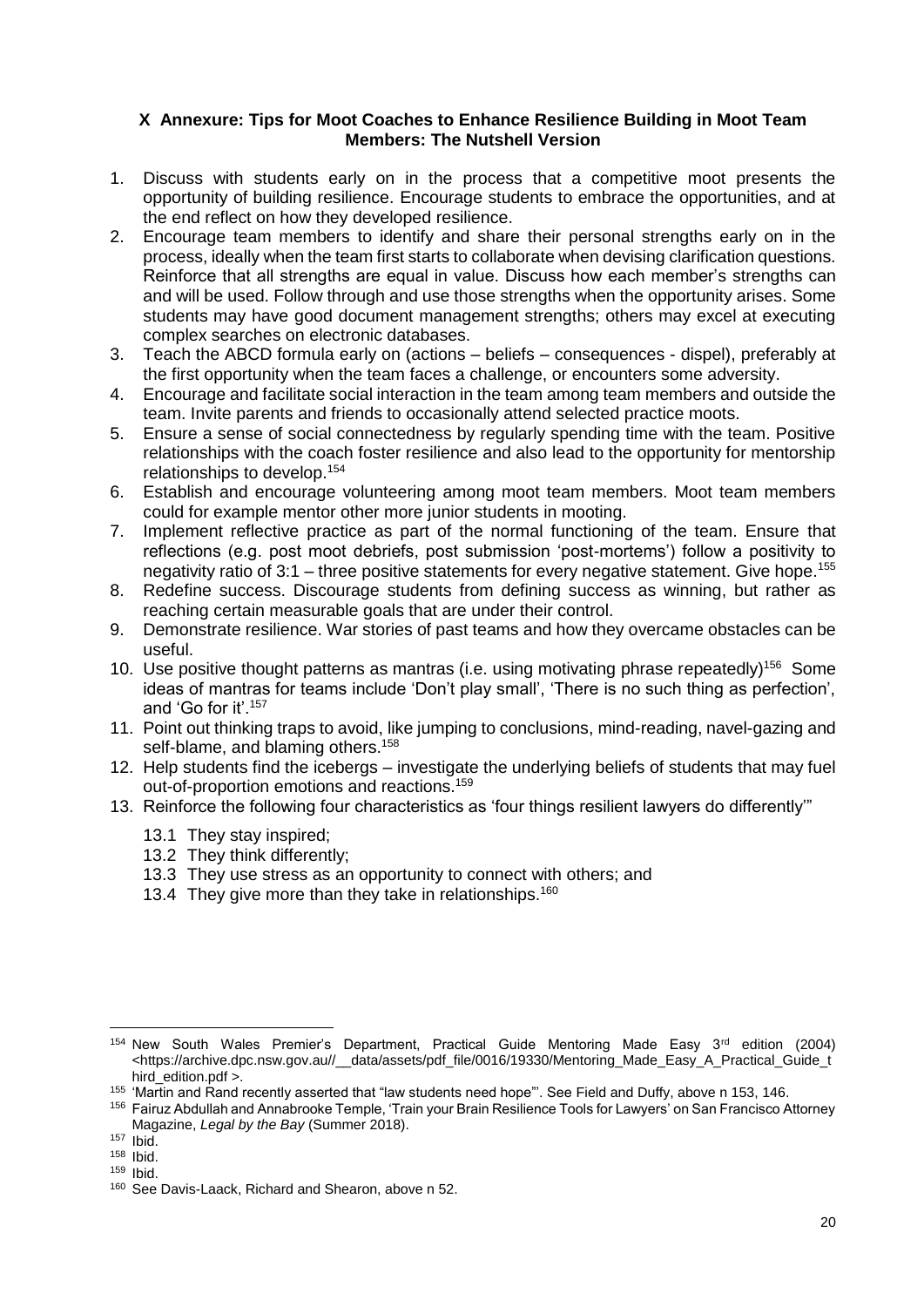## X Annexure: Tips for Moot Coaches to Enhance Resilience Building in Moot Team Members: The Nutshell Version

1. Discuss with students early on in the process that a competitive moot presents the opportunity of building resilience. Encourage students to embrace the opportunities, and at the end reflect on how they developed resilience.
2. Encourage team members to identify and share their personal strengths early on in the process, ideally when the team first starts to collaborate when devising clarification questions. Reinforce that all strengths are equal in value. Discuss how each member's strengths can and will be used. Follow through and use those strengths when the opportunity arises. Some students may have good document management strengths; others may excel at executing complex searches on electronic databases.
3. Teach the ABCD formula early on (actions – beliefs – consequences - dispel), preferably at the first opportunity when the team faces a challenge, or encounters some adversity.
4. Encourage and facilitate social interaction in the team among team members and outside the team. Invite parents and friends to occasionally attend selected practice moots.
5. Ensure a sense of social connectedness by regularly spending time with the team. Positive relationships with the coach foster resilience and also lead to the opportunity for mentorship relationships to develop.[154]
6. Establish and encourage volunteering among moot team members. Moot team members could for example mentor other more junior students in mooting.
7. Implement reflective practice as part of the normal functioning of the team. Ensure that reflections (e.g. post moot debriefs, post submission 'post-mortems') follow a positivity to negativity ratio of 3:1 – three positive statements for every negative statement. Give hope.[155]
8. Redefine success. Discourage students from defining success as winning, but rather as reaching certain measurable goals that are under their control.
9. Demonstrate resilience. War stories of past teams and how they overcame obstacles can be useful.
10. Use positive thought patterns as mantras (i.e. using motivating phrase repeatedly)[156] Some ideas of mantras for teams include 'Don't play small', 'There is no such thing as perfection', and 'Go for it'.[157]
11. Point out thinking traps to avoid, like jumping to conclusions, mind-reading, navel-gazing and self-blame, and blaming others.[158]
12. Help students find the icebergs – investigate the underlying beliefs of students that may fuel out-of-proportion emotions and reactions.[159]
13. Reinforce the following four characteristics as 'four things resilient lawyers do differently'"
    - 13.1 They stay inspired;
    - 13.2 They think differently;
    - 13.3 They use stress as an opportunity to connect with others; and
    - 13.4 They give more than they take in relationships.[160]

---

[154] New South Wales Premier's Department, Practical Guide Mentoring Made Easy 3rd edition (2004) <https://archive.dpc.nsw.gov.au//__data/assets/pdf_file/0016/19330/Mentoring_Made_Easy_A_Practical_Guide_third_edition.pdf >.

[155] 'Martin and Rand recently asserted that "law students need hope"'. See Field and Duffy, above n 153, 146.

[156] Fairuz Abdullah and Annabrooke Temple, 'Train your Brain Resilience Tools for Lawyers' on San Francisco Attorney Magazine, *Legal by the Bay* (Summer 2018).

[157] Ibid.

[158] Ibid.

[159] Ibid.

[160] See Davis-Laack, Richard and Shearon, above n 52.